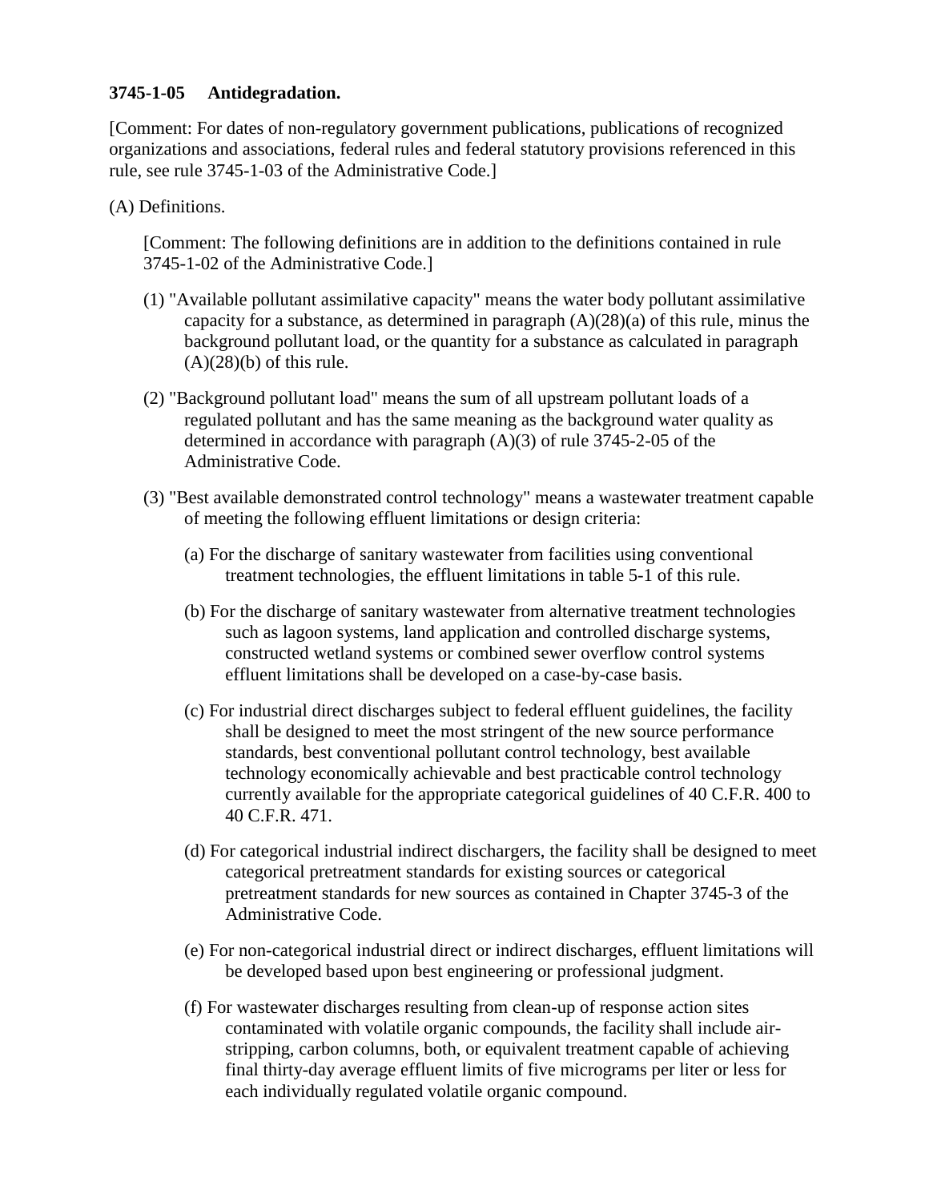**3745-1-05 Antidegradation.**

[Comment: For dates of non-regulatory government publications, publications of recognized organizations and associations, federal rules and federal statutory provisions referenced in this rule, see rule 3745-1-03 of the Administrative Code.]

(A) Definitions.

[Comment: The following definitions are in addition to the definitions contained in rule 3745-1-02 of the Administrative Code.]

(1) "Available pollutant assimilative capacity" means the water body pollutant assimilative capacity for a substance, as determined in paragraph (A)(28)(a) of this rule, minus the background pollutant load, or the quantity for a substance as calculated in paragraph (A)(28)(b) of this rule.

(2) "Background pollutant load" means the sum of all upstream pollutant loads of a regulated pollutant and has the same meaning as the background water quality as determined in accordance with paragraph (A)(3) of rule 3745-2-05 of the Administrative Code.

(3) "Best available demonstrated control technology" means a wastewater treatment capable of meeting the following effluent limitations or design criteria:

(a) For the discharge of sanitary wastewater from facilities using conventional treatment technologies, the effluent limitations in table 5-1 of this rule.

(b) For the discharge of sanitary wastewater from alternative treatment technologies such as lagoon systems, land application and controlled discharge systems, constructed wetland systems or combined sewer overflow control systems effluent limitations shall be developed on a case-by-case basis.

(c) For industrial direct discharges subject to federal effluent guidelines, the facility shall be designed to meet the most stringent of the new source performance standards, best conventional pollutant control technology, best available technology economically achievable and best practicable control technology currently available for the appropriate categorical guidelines of 40 C.F.R. 400 to 40 C.F.R. 471.

(d) For categorical industrial indirect dischargers, the facility shall be designed to meet categorical pretreatment standards for existing sources or categorical pretreatment standards for new sources as contained in Chapter 3745-3 of the Administrative Code.

(e) For non-categorical industrial direct or indirect discharges, effluent limitations will be developed based upon best engineering or professional judgment.

(f) For wastewater discharges resulting from clean-up of response action sites contaminated with volatile organic compounds, the facility shall include air-stripping, carbon columns, both, or equivalent treatment capable of achieving final thirty-day average effluent limits of five micrograms per liter or less for each individually regulated volatile organic compound.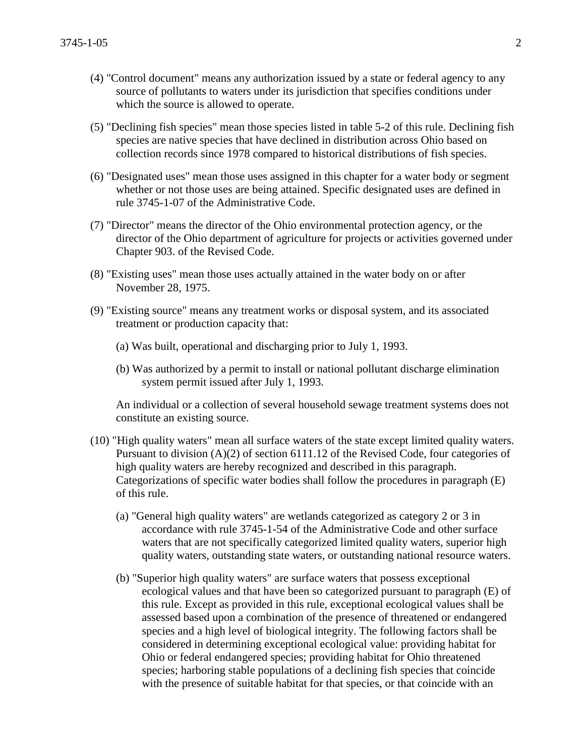(4) "Control document" means any authorization issued by a state or federal agency to any source of pollutants to waters under its jurisdiction that specifies conditions under which the source is allowed to operate.

(5) "Declining fish species" mean those species listed in table 5-2 of this rule. Declining fish species are native species that have declined in distribution across Ohio based on collection records since 1978 compared to historical distributions of fish species.

(6) "Designated uses" mean those uses assigned in this chapter for a water body or segment whether or not those uses are being attained. Specific designated uses are defined in rule 3745-1-07 of the Administrative Code.

(7) "Director" means the director of the Ohio environmental protection agency, or the director of the Ohio department of agriculture for projects or activities governed under Chapter 903. of the Revised Code.

(8) "Existing uses" mean those uses actually attained in the water body on or after November 28, 1975.

(9) "Existing source" means any treatment works or disposal system, and its associated treatment or production capacity that:

(a) Was built, operational and discharging prior to July 1, 1993.

(b) Was authorized by a permit to install or national pollutant discharge elimination system permit issued after July 1, 1993.

An individual or a collection of several household sewage treatment systems does not constitute an existing source.

(10) "High quality waters" mean all surface waters of the state except limited quality waters. Pursuant to division (A)(2) of section 6111.12 of the Revised Code, four categories of high quality waters are hereby recognized and described in this paragraph. Categorizations of specific water bodies shall follow the procedures in paragraph (E) of this rule.

(a) "General high quality waters" are wetlands categorized as category 2 or 3 in accordance with rule 3745-1-54 of the Administrative Code and other surface waters that are not specifically categorized limited quality waters, superior high quality waters, outstanding state waters, or outstanding national resource waters.

(b) "Superior high quality waters" are surface waters that possess exceptional ecological values and that have been so categorized pursuant to paragraph (E) of this rule. Except as provided in this rule, exceptional ecological values shall be assessed based upon a combination of the presence of threatened or endangered species and a high level of biological integrity. The following factors shall be considered in determining exceptional ecological value: providing habitat for Ohio or federal endangered species; providing habitat for Ohio threatened species; harboring stable populations of a declining fish species that coincide with the presence of suitable habitat for that species, or that coincide with an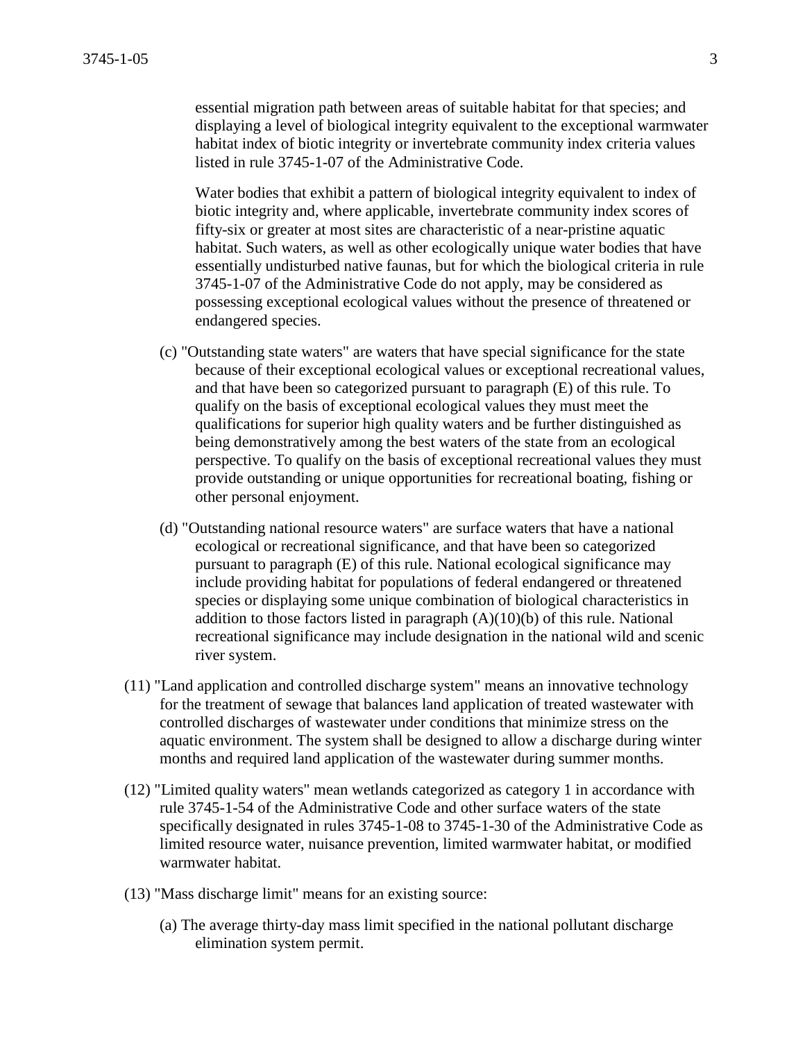essential migration path between areas of suitable habitat for that species; and displaying a level of biological integrity equivalent to the exceptional warmwater habitat index of biotic integrity or invertebrate community index criteria values listed in rule 3745-1-07 of the Administrative Code.

Water bodies that exhibit a pattern of biological integrity equivalent to index of biotic integrity and, where applicable, invertebrate community index scores of fifty-six or greater at most sites are characteristic of a near-pristine aquatic habitat. Such waters, as well as other ecologically unique water bodies that have essentially undisturbed native faunas, but for which the biological criteria in rule 3745-1-07 of the Administrative Code do not apply, may be considered as possessing exceptional ecological values without the presence of threatened or endangered species.

(c) "Outstanding state waters" are waters that have special significance for the state because of their exceptional ecological values or exceptional recreational values, and that have been so categorized pursuant to paragraph (E) of this rule. To qualify on the basis of exceptional ecological values they must meet the qualifications for superior high quality waters and be further distinguished as being demonstratively among the best waters of the state from an ecological perspective. To qualify on the basis of exceptional recreational values they must provide outstanding or unique opportunities for recreational boating, fishing or other personal enjoyment.

(d) "Outstanding national resource waters" are surface waters that have a national ecological or recreational significance, and that have been so categorized pursuant to paragraph (E) of this rule. National ecological significance may include providing habitat for populations of federal endangered or threatened species or displaying some unique combination of biological characteristics in addition to those factors listed in paragraph (A)(10)(b) of this rule. National recreational significance may include designation in the national wild and scenic river system.

(11) "Land application and controlled discharge system" means an innovative technology for the treatment of sewage that balances land application of treated wastewater with controlled discharges of wastewater under conditions that minimize stress on the aquatic environment. The system shall be designed to allow a discharge during winter months and required land application of the wastewater during summer months.

(12) "Limited quality waters" mean wetlands categorized as category 1 in accordance with rule 3745-1-54 of the Administrative Code and other surface waters of the state specifically designated in rules 3745-1-08 to 3745-1-30 of the Administrative Code as limited resource water, nuisance prevention, limited warmwater habitat, or modified warmwater habitat.

(13) "Mass discharge limit" means for an existing source:

(a) The average thirty-day mass limit specified in the national pollutant discharge elimination system permit.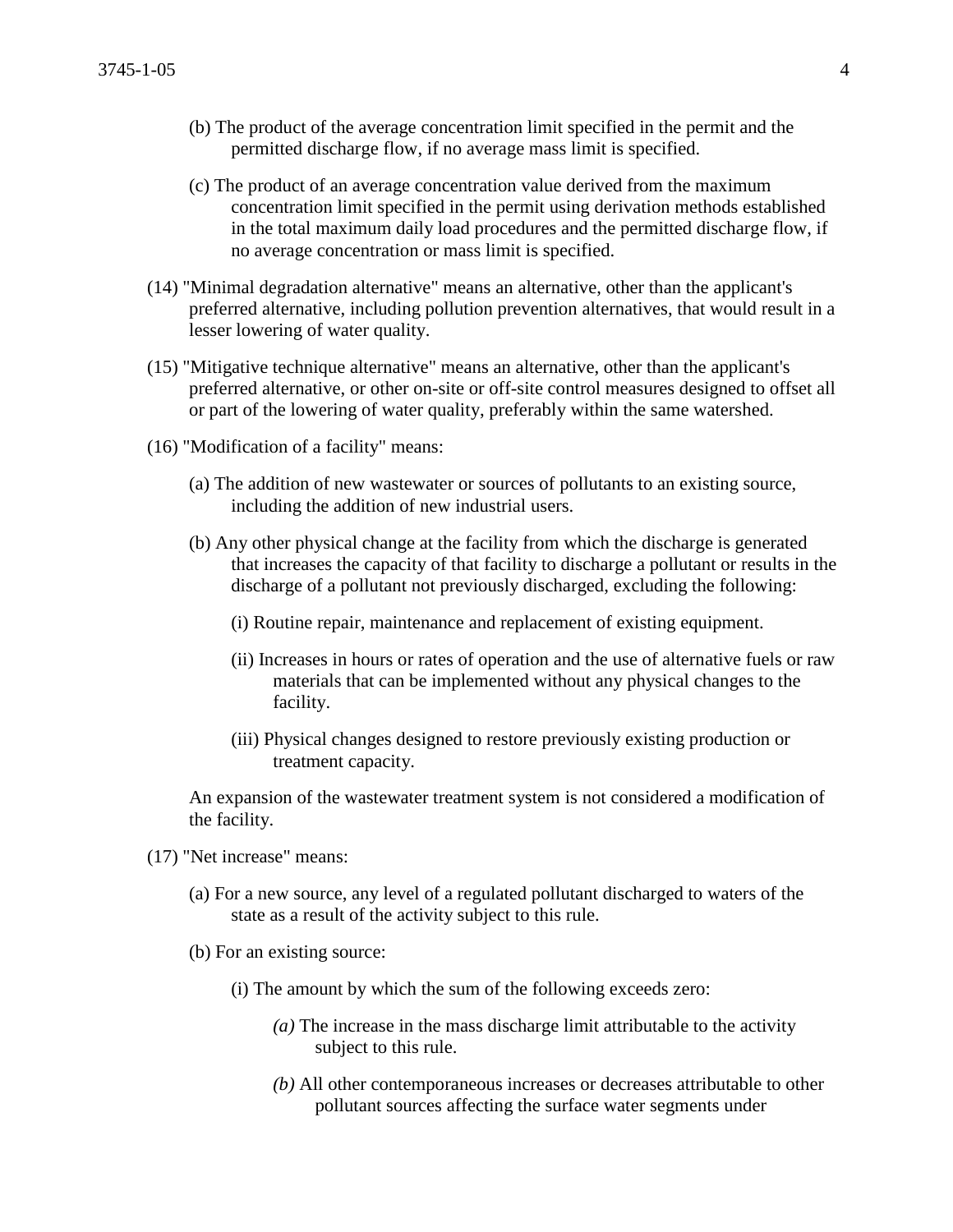(b) The product of the average concentration limit specified in the permit and the permitted discharge flow, if no average mass limit is specified.

(c) The product of an average concentration value derived from the maximum concentration limit specified in the permit using derivation methods established in the total maximum daily load procedures and the permitted discharge flow, if no average concentration or mass limit is specified.

(14) "Minimal degradation alternative" means an alternative, other than the applicant's preferred alternative, including pollution prevention alternatives, that would result in a lesser lowering of water quality.

(15) "Mitigative technique alternative" means an alternative, other than the applicant's preferred alternative, or other on-site or off-site control measures designed to offset all or part of the lowering of water quality, preferably within the same watershed.

(16) "Modification of a facility" means:

(a) The addition of new wastewater or sources of pollutants to an existing source, including the addition of new industrial users.

(b) Any other physical change at the facility from which the discharge is generated that increases the capacity of that facility to discharge a pollutant or results in the discharge of a pollutant not previously discharged, excluding the following:

(i) Routine repair, maintenance and replacement of existing equipment.

(ii) Increases in hours or rates of operation and the use of alternative fuels or raw materials that can be implemented without any physical changes to the facility.

(iii) Physical changes designed to restore previously existing production or treatment capacity.

An expansion of the wastewater treatment system is not considered a modification of the facility.

(17) "Net increase" means:

(a) For a new source, any level of a regulated pollutant discharged to waters of the state as a result of the activity subject to this rule.

(b) For an existing source:

(i) The amount by which the sum of the following exceeds zero:

*(a)* The increase in the mass discharge limit attributable to the activity subject to this rule.

*(b)* All other contemporaneous increases or decreases attributable to other pollutant sources affecting the surface water segments under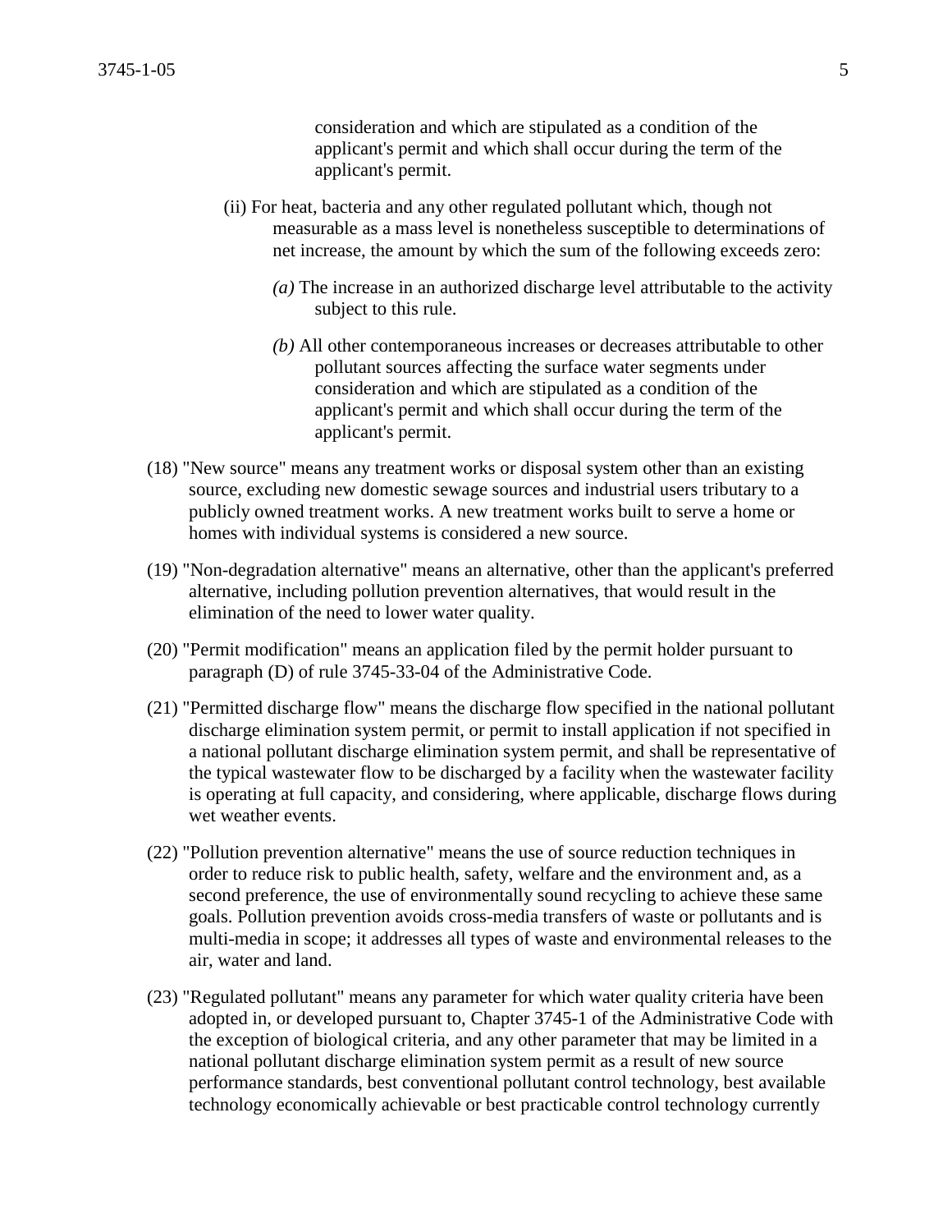consideration and which are stipulated as a condition of the applicant's permit and which shall occur during the term of the applicant's permit.

(ii) For heat, bacteria and any other regulated pollutant which, though not measurable as a mass level is nonetheless susceptible to determinations of net increase, the amount by which the sum of the following exceeds zero:

*(a)* The increase in an authorized discharge level attributable to the activity subject to this rule.

*(b)* All other contemporaneous increases or decreases attributable to other pollutant sources affecting the surface water segments under consideration and which are stipulated as a condition of the applicant's permit and which shall occur during the term of the applicant's permit.

(18) "New source" means any treatment works or disposal system other than an existing source, excluding new domestic sewage sources and industrial users tributary to a publicly owned treatment works. A new treatment works built to serve a home or homes with individual systems is considered a new source.

(19) "Non-degradation alternative" means an alternative, other than the applicant's preferred alternative, including pollution prevention alternatives, that would result in the elimination of the need to lower water quality.

(20) "Permit modification" means an application filed by the permit holder pursuant to paragraph (D) of rule 3745-33-04 of the Administrative Code.

(21) "Permitted discharge flow" means the discharge flow specified in the national pollutant discharge elimination system permit, or permit to install application if not specified in a national pollutant discharge elimination system permit, and shall be representative of the typical wastewater flow to be discharged by a facility when the wastewater facility is operating at full capacity, and considering, where applicable, discharge flows during wet weather events.

(22) "Pollution prevention alternative" means the use of source reduction techniques in order to reduce risk to public health, safety, welfare and the environment and, as a second preference, the use of environmentally sound recycling to achieve these same goals. Pollution prevention avoids cross-media transfers of waste or pollutants and is multi-media in scope; it addresses all types of waste and environmental releases to the air, water and land.

(23) "Regulated pollutant" means any parameter for which water quality criteria have been adopted in, or developed pursuant to, Chapter 3745-1 of the Administrative Code with the exception of biological criteria, and any other parameter that may be limited in a national pollutant discharge elimination system permit as a result of new source performance standards, best conventional pollutant control technology, best available technology economically achievable or best practicable control technology currently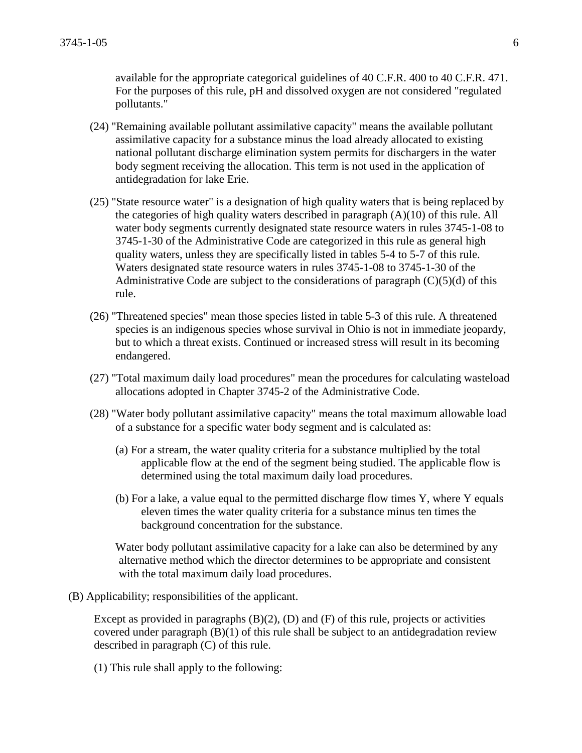available for the appropriate categorical guidelines of 40 C.F.R. 400 to 40 C.F.R. 471. For the purposes of this rule, pH and dissolved oxygen are not considered "regulated pollutants."

(24) "Remaining available pollutant assimilative capacity" means the available pollutant assimilative capacity for a substance minus the load already allocated to existing national pollutant discharge elimination system permits for dischargers in the water body segment receiving the allocation. This term is not used in the application of antidegradation for lake Erie.

(25) "State resource water" is a designation of high quality waters that is being replaced by the categories of high quality waters described in paragraph (A)(10) of this rule. All water body segments currently designated state resource waters in rules 3745-1-08 to 3745-1-30 of the Administrative Code are categorized in this rule as general high quality waters, unless they are specifically listed in tables 5-4 to 5-7 of this rule. Waters designated state resource waters in rules 3745-1-08 to 3745-1-30 of the Administrative Code are subject to the considerations of paragraph (C)(5)(d) of this rule.

(26) "Threatened species" mean those species listed in table 5-3 of this rule. A threatened species is an indigenous species whose survival in Ohio is not in immediate jeopardy, but to which a threat exists. Continued or increased stress will result in its becoming endangered.

(27) "Total maximum daily load procedures" mean the procedures for calculating wasteload allocations adopted in Chapter 3745-2 of the Administrative Code.

(28) "Water body pollutant assimilative capacity" means the total maximum allowable load of a substance for a specific water body segment and is calculated as:

(a) For a stream, the water quality criteria for a substance multiplied by the total applicable flow at the end of the segment being studied. The applicable flow is determined using the total maximum daily load procedures.

(b) For a lake, a value equal to the permitted discharge flow times Y, where Y equals eleven times the water quality criteria for a substance minus ten times the background concentration for the substance.

Water body pollutant assimilative capacity for a lake can also be determined by any alternative method which the director determines to be appropriate and consistent with the total maximum daily load procedures.

(B) Applicability; responsibilities of the applicant.

Except as provided in paragraphs (B)(2), (D) and (F) of this rule, projects or activities covered under paragraph (B)(1) of this rule shall be subject to an antidegradation review described in paragraph (C) of this rule.

(1) This rule shall apply to the following: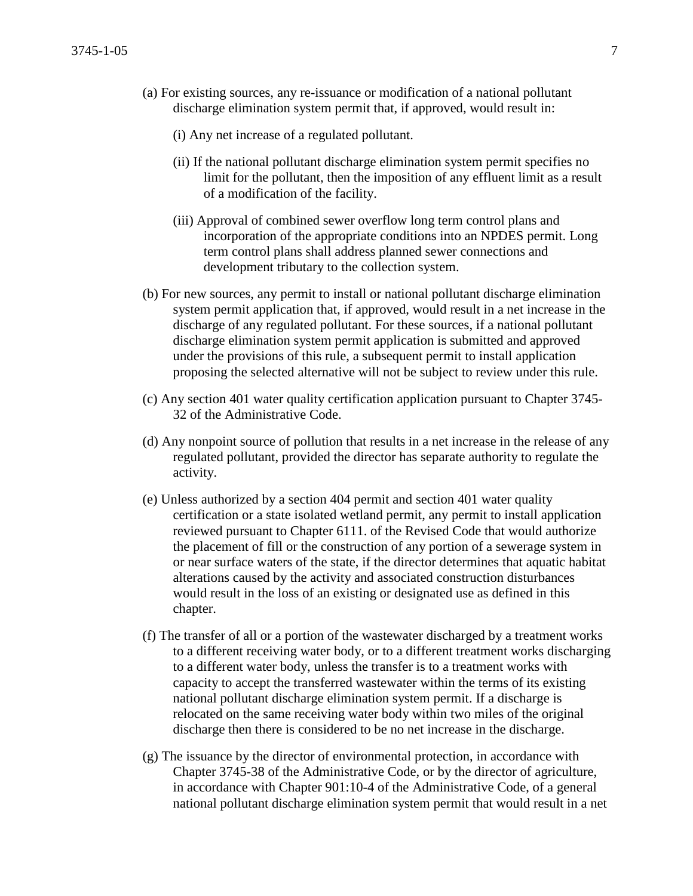(a) For existing sources, any re-issuance or modification of a national pollutant discharge elimination system permit that, if approved, would result in:

(i) Any net increase of a regulated pollutant.

(ii) If the national pollutant discharge elimination system permit specifies no limit for the pollutant, then the imposition of any effluent limit as a result of a modification of the facility.

(iii) Approval of combined sewer overflow long term control plans and incorporation of the appropriate conditions into an NPDES permit. Long term control plans shall address planned sewer connections and development tributary to the collection system.

(b) For new sources, any permit to install or national pollutant discharge elimination system permit application that, if approved, would result in a net increase in the discharge of any regulated pollutant. For these sources, if a national pollutant discharge elimination system permit application is submitted and approved under the provisions of this rule, a subsequent permit to install application proposing the selected alternative will not be subject to review under this rule.

(c) Any section 401 water quality certification application pursuant to Chapter 3745-32 of the Administrative Code.

(d) Any nonpoint source of pollution that results in a net increase in the release of any regulated pollutant, provided the director has separate authority to regulate the activity.

(e) Unless authorized by a section 404 permit and section 401 water quality certification or a state isolated wetland permit, any permit to install application reviewed pursuant to Chapter 6111. of the Revised Code that would authorize the placement of fill or the construction of any portion of a sewerage system in or near surface waters of the state, if the director determines that aquatic habitat alterations caused by the activity and associated construction disturbances would result in the loss of an existing or designated use as defined in this chapter.

(f) The transfer of all or a portion of the wastewater discharged by a treatment works to a different receiving water body, or to a different treatment works discharging to a different water body, unless the transfer is to a treatment works with capacity to accept the transferred wastewater within the terms of its existing national pollutant discharge elimination system permit. If a discharge is relocated on the same receiving water body within two miles of the original discharge then there is considered to be no net increase in the discharge.

(g) The issuance by the director of environmental protection, in accordance with Chapter 3745-38 of the Administrative Code, or by the director of agriculture, in accordance with Chapter 901:10-4 of the Administrative Code, of a general national pollutant discharge elimination system permit that would result in a net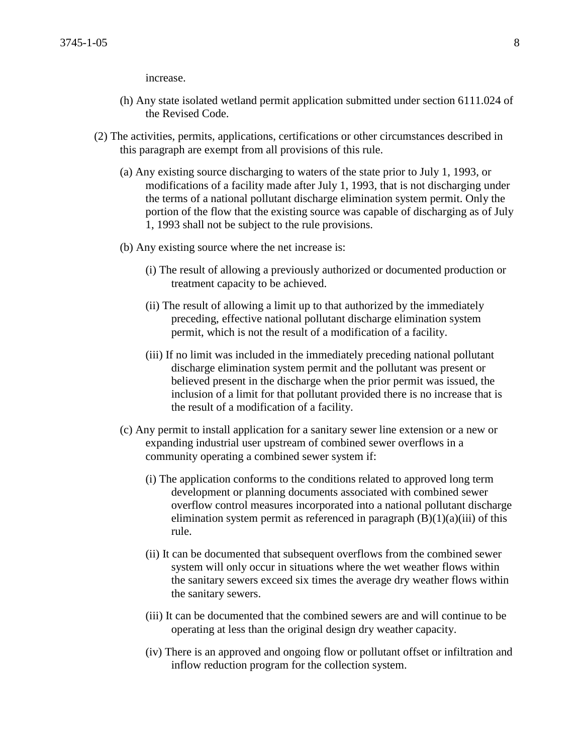increase.

(h) Any state isolated wetland permit application submitted under section 6111.024 of the Revised Code.

(2) The activities, permits, applications, certifications or other circumstances described in this paragraph are exempt from all provisions of this rule.

(a) Any existing source discharging to waters of the state prior to July 1, 1993, or modifications of a facility made after July 1, 1993, that is not discharging under the terms of a national pollutant discharge elimination system permit. Only the portion of the flow that the existing source was capable of discharging as of July 1, 1993 shall not be subject to the rule provisions.

(b) Any existing source where the net increase is:

(i) The result of allowing a previously authorized or documented production or treatment capacity to be achieved.

(ii) The result of allowing a limit up to that authorized by the immediately preceding, effective national pollutant discharge elimination system permit, which is not the result of a modification of a facility.

(iii) If no limit was included in the immediately preceding national pollutant discharge elimination system permit and the pollutant was present or believed present in the discharge when the prior permit was issued, the inclusion of a limit for that pollutant provided there is no increase that is the result of a modification of a facility.

(c) Any permit to install application for a sanitary sewer line extension or a new or expanding industrial user upstream of combined sewer overflows in a community operating a combined sewer system if:

(i) The application conforms to the conditions related to approved long term development or planning documents associated with combined sewer overflow control measures incorporated into a national pollutant discharge elimination system permit as referenced in paragraph (B)(1)(a)(iii) of this rule.

(ii) It can be documented that subsequent overflows from the combined sewer system will only occur in situations where the wet weather flows within the sanitary sewers exceed six times the average dry weather flows within the sanitary sewers.

(iii) It can be documented that the combined sewers are and will continue to be operating at less than the original design dry weather capacity.

(iv) There is an approved and ongoing flow or pollutant offset or infiltration and inflow reduction program for the collection system.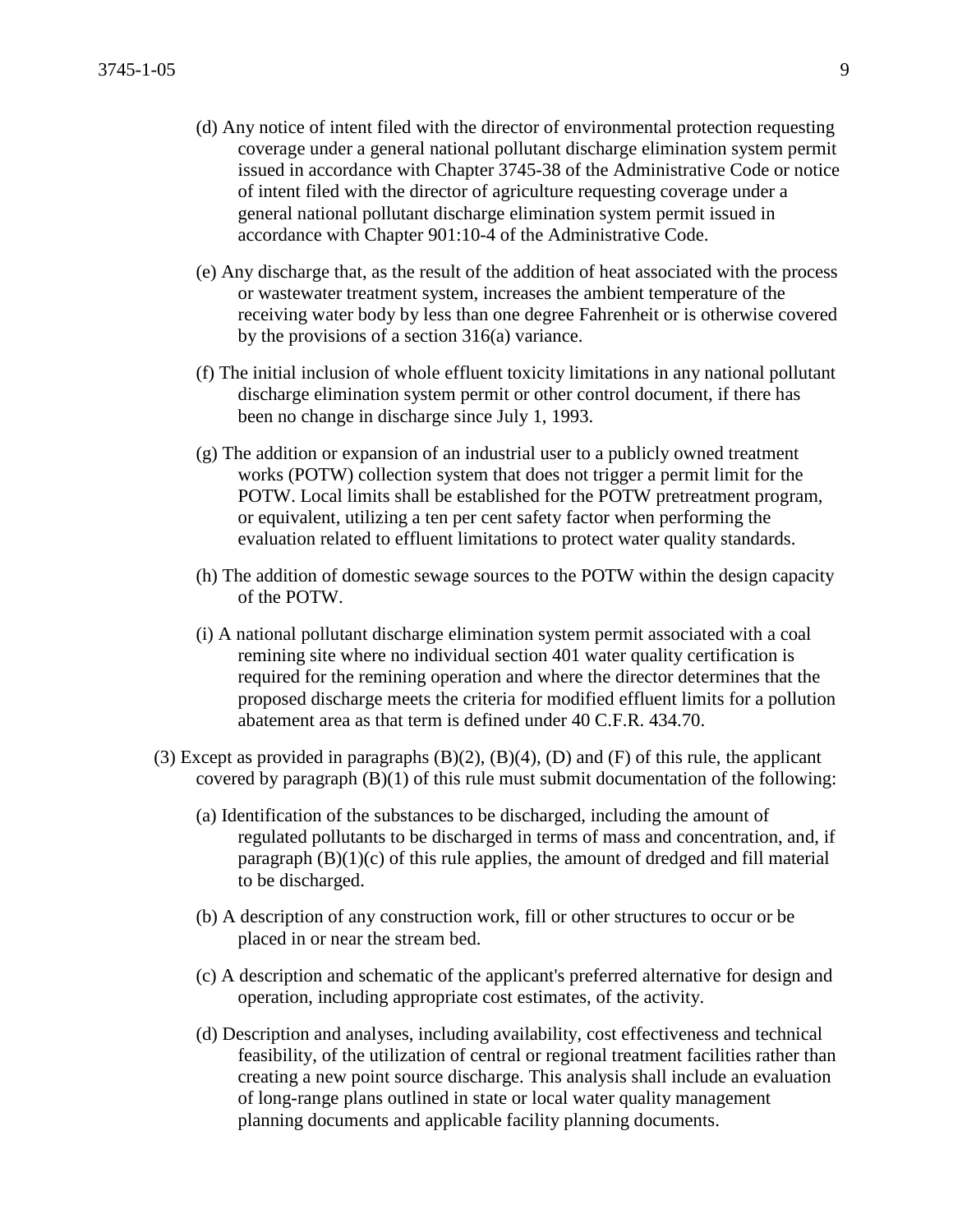(d) Any notice of intent filed with the director of environmental protection requesting coverage under a general national pollutant discharge elimination system permit issued in accordance with Chapter 3745-38 of the Administrative Code or notice of intent filed with the director of agriculture requesting coverage under a general national pollutant discharge elimination system permit issued in accordance with Chapter 901:10-4 of the Administrative Code.

(e) Any discharge that, as the result of the addition of heat associated with the process or wastewater treatment system, increases the ambient temperature of the receiving water body by less than one degree Fahrenheit or is otherwise covered by the provisions of a section 316(a) variance.

(f) The initial inclusion of whole effluent toxicity limitations in any national pollutant discharge elimination system permit or other control document, if there has been no change in discharge since July 1, 1993.

(g) The addition or expansion of an industrial user to a publicly owned treatment works (POTW) collection system that does not trigger a permit limit for the POTW. Local limits shall be established for the POTW pretreatment program, or equivalent, utilizing a ten per cent safety factor when performing the evaluation related to effluent limitations to protect water quality standards.

(h) The addition of domestic sewage sources to the POTW within the design capacity of the POTW.

(i) A national pollutant discharge elimination system permit associated with a coal remining site where no individual section 401 water quality certification is required for the remining operation and where the director determines that the proposed discharge meets the criteria for modified effluent limits for a pollution abatement area as that term is defined under 40 C.F.R. 434.70.

(3) Except as provided in paragraphs (B)(2), (B)(4), (D) and (F) of this rule, the applicant covered by paragraph (B)(1) of this rule must submit documentation of the following:

(a) Identification of the substances to be discharged, including the amount of regulated pollutants to be discharged in terms of mass and concentration, and, if paragraph (B)(1)(c) of this rule applies, the amount of dredged and fill material to be discharged.

(b) A description of any construction work, fill or other structures to occur or be placed in or near the stream bed.

(c) A description and schematic of the applicant's preferred alternative for design and operation, including appropriate cost estimates, of the activity.

(d) Description and analyses, including availability, cost effectiveness and technical feasibility, of the utilization of central or regional treatment facilities rather than creating a new point source discharge. This analysis shall include an evaluation of long-range plans outlined in state or local water quality management planning documents and applicable facility planning documents.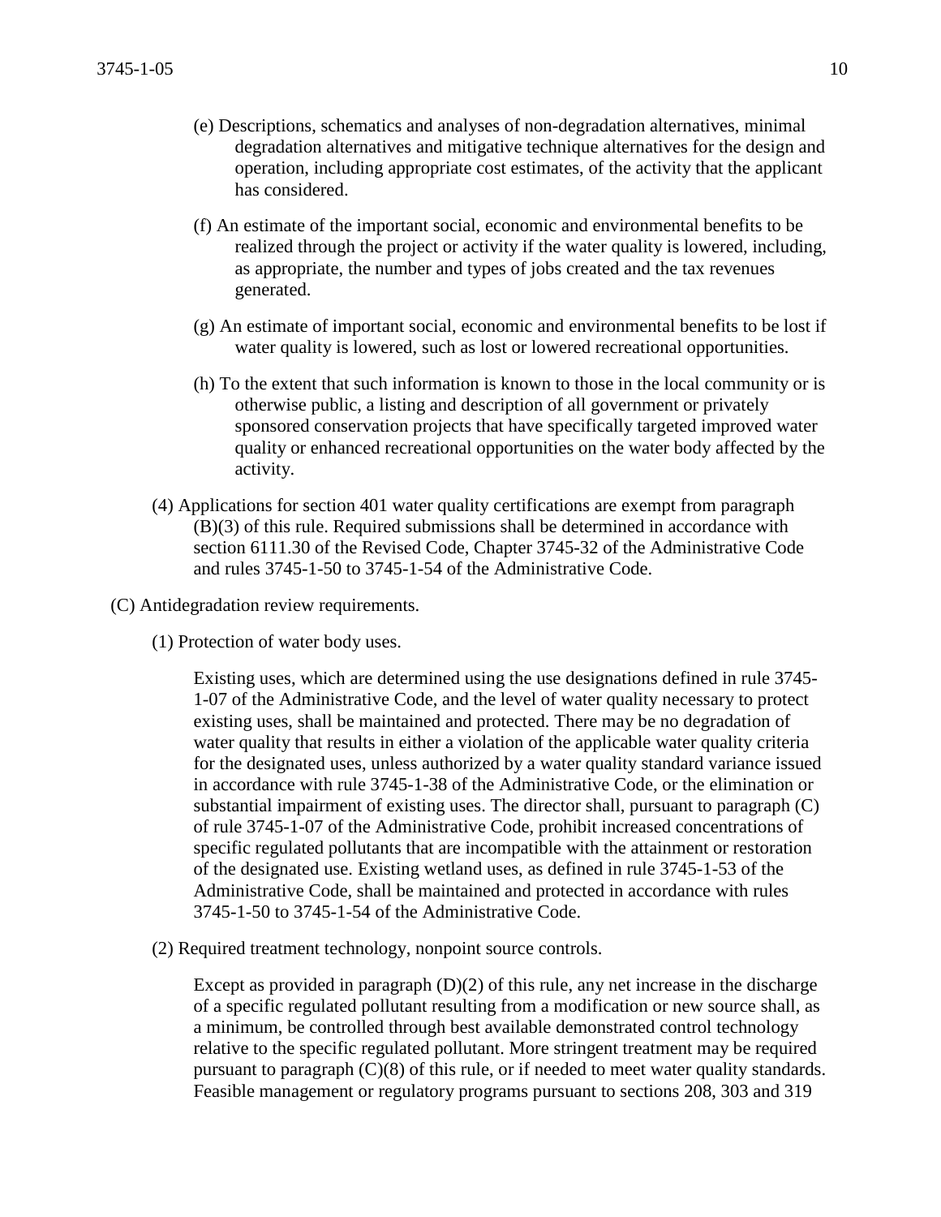(e) Descriptions, schematics and analyses of non-degradation alternatives, minimal degradation alternatives and mitigative technique alternatives for the design and operation, including appropriate cost estimates, of the activity that the applicant has considered.

(f) An estimate of the important social, economic and environmental benefits to be realized through the project or activity if the water quality is lowered, including, as appropriate, the number and types of jobs created and the tax revenues generated.

(g) An estimate of important social, economic and environmental benefits to be lost if water quality is lowered, such as lost or lowered recreational opportunities.

(h) To the extent that such information is known to those in the local community or is otherwise public, a listing and description of all government or privately sponsored conservation projects that have specifically targeted improved water quality or enhanced recreational opportunities on the water body affected by the activity.

(4) Applications for section 401 water quality certifications are exempt from paragraph (B)(3) of this rule. Required submissions shall be determined in accordance with section 6111.30 of the Revised Code, Chapter 3745-32 of the Administrative Code and rules 3745-1-50 to 3745-1-54 of the Administrative Code.

(C) Antidegradation review requirements.

(1) Protection of water body uses.

Existing uses, which are determined using the use designations defined in rule 3745-1-07 of the Administrative Code, and the level of water quality necessary to protect existing uses, shall be maintained and protected. There may be no degradation of water quality that results in either a violation of the applicable water quality criteria for the designated uses, unless authorized by a water quality standard variance issued in accordance with rule 3745-1-38 of the Administrative Code, or the elimination or substantial impairment of existing uses. The director shall, pursuant to paragraph (C) of rule 3745-1-07 of the Administrative Code, prohibit increased concentrations of specific regulated pollutants that are incompatible with the attainment or restoration of the designated use. Existing wetland uses, as defined in rule 3745-1-53 of the Administrative Code, shall be maintained and protected in accordance with rules 3745-1-50 to 3745-1-54 of the Administrative Code.

(2) Required treatment technology, nonpoint source controls.

Except as provided in paragraph (D)(2) of this rule, any net increase in the discharge of a specific regulated pollutant resulting from a modification or new source shall, as a minimum, be controlled through best available demonstrated control technology relative to the specific regulated pollutant. More stringent treatment may be required pursuant to paragraph (C)(8) of this rule, or if needed to meet water quality standards. Feasible management or regulatory programs pursuant to sections 208, 303 and 319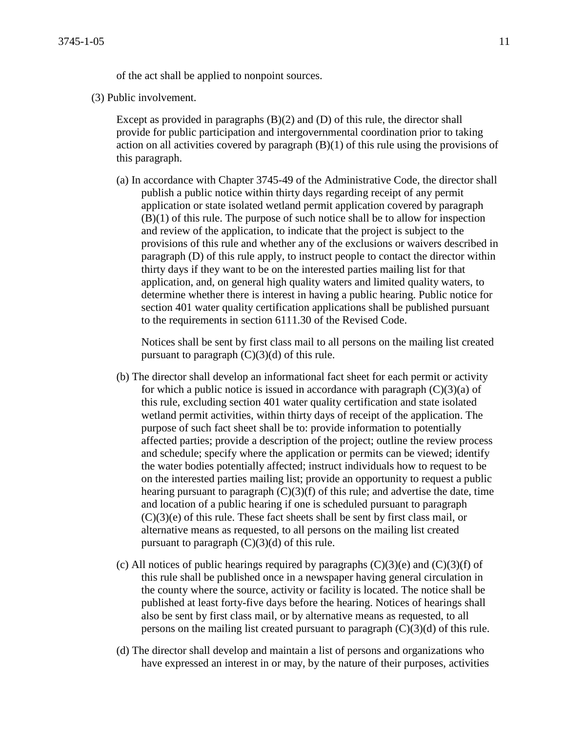of the act shall be applied to nonpoint sources.

(3) Public involvement.

Except as provided in paragraphs (B)(2) and (D) of this rule, the director shall provide for public participation and intergovernmental coordination prior to taking action on all activities covered by paragraph (B)(1) of this rule using the provisions of this paragraph.

(a) In accordance with Chapter 3745-49 of the Administrative Code, the director shall publish a public notice within thirty days regarding receipt of any permit application or state isolated wetland permit application covered by paragraph (B)(1) of this rule. The purpose of such notice shall be to allow for inspection and review of the application, to indicate that the project is subject to the provisions of this rule and whether any of the exclusions or waivers described in paragraph (D) of this rule apply, to instruct people to contact the director within thirty days if they want to be on the interested parties mailing list for that application, and, on general high quality waters and limited quality waters, to determine whether there is interest in having a public hearing. Public notice for section 401 water quality certification applications shall be published pursuant to the requirements in section 6111.30 of the Revised Code.

Notices shall be sent by first class mail to all persons on the mailing list created pursuant to paragraph (C)(3)(d) of this rule.

(b) The director shall develop an informational fact sheet for each permit or activity for which a public notice is issued in accordance with paragraph (C)(3)(a) of this rule, excluding section 401 water quality certification and state isolated wetland permit activities, within thirty days of receipt of the application. The purpose of such fact sheet shall be to: provide information to potentially affected parties; provide a description of the project; outline the review process and schedule; specify where the application or permits can be viewed; identify the water bodies potentially affected; instruct individuals how to request to be on the interested parties mailing list; provide an opportunity to request a public hearing pursuant to paragraph (C)(3)(f) of this rule; and advertise the date, time and location of a public hearing if one is scheduled pursuant to paragraph (C)(3)(e) of this rule. These fact sheets shall be sent by first class mail, or alternative means as requested, to all persons on the mailing list created pursuant to paragraph (C)(3)(d) of this rule.

(c) All notices of public hearings required by paragraphs (C)(3)(e) and (C)(3)(f) of this rule shall be published once in a newspaper having general circulation in the county where the source, activity or facility is located. The notice shall be published at least forty-five days before the hearing. Notices of hearings shall also be sent by first class mail, or by alternative means as requested, to all persons on the mailing list created pursuant to paragraph (C)(3)(d) of this rule.

(d) The director shall develop and maintain a list of persons and organizations who have expressed an interest in or may, by the nature of their purposes, activities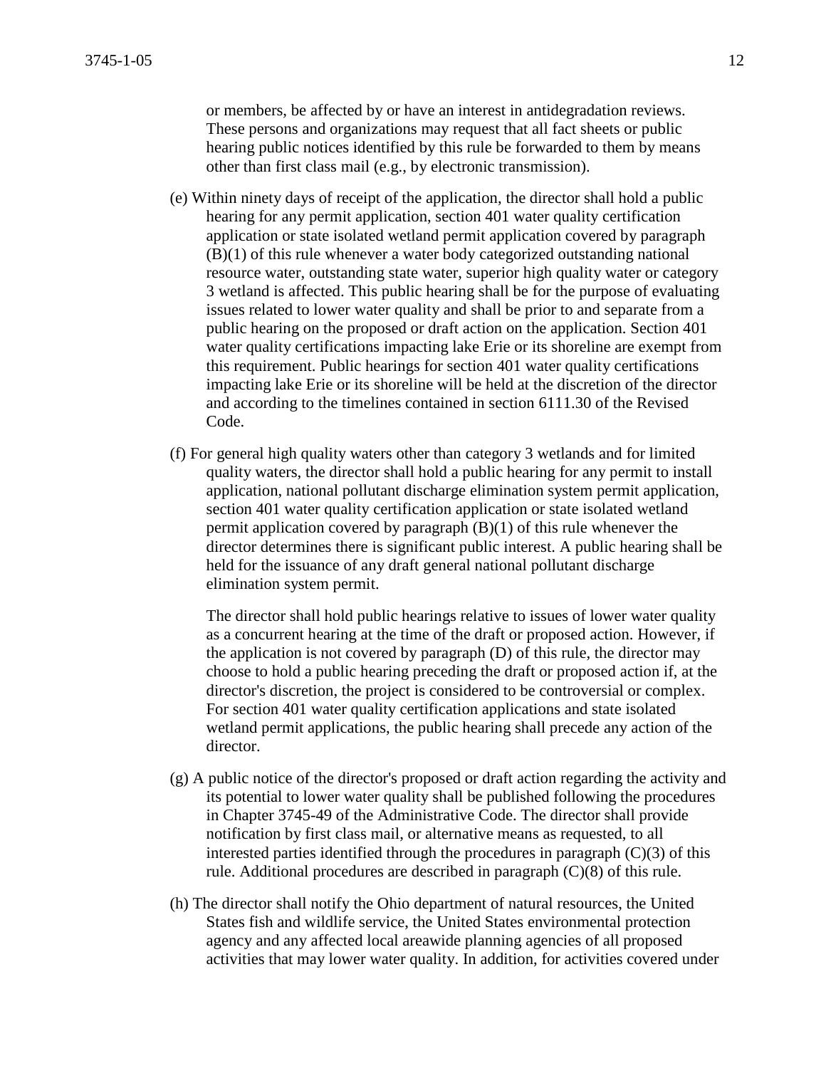or members, be affected by or have an interest in antidegradation reviews. These persons and organizations may request that all fact sheets or public hearing public notices identified by this rule be forwarded to them by means other than first class mail (e.g., by electronic transmission).

(e) Within ninety days of receipt of the application, the director shall hold a public hearing for any permit application, section 401 water quality certification application or state isolated wetland permit application covered by paragraph (B)(1) of this rule whenever a water body categorized outstanding national resource water, outstanding state water, superior high quality water or category 3 wetland is affected. This public hearing shall be for the purpose of evaluating issues related to lower water quality and shall be prior to and separate from a public hearing on the proposed or draft action on the application. Section 401 water quality certifications impacting lake Erie or its shoreline are exempt from this requirement. Public hearings for section 401 water quality certifications impacting lake Erie or its shoreline will be held at the discretion of the director and according to the timelines contained in section 6111.30 of the Revised Code.

(f) For general high quality waters other than category 3 wetlands and for limited quality waters, the director shall hold a public hearing for any permit to install application, national pollutant discharge elimination system permit application, section 401 water quality certification application or state isolated wetland permit application covered by paragraph (B)(1) of this rule whenever the director determines there is significant public interest. A public hearing shall be held for the issuance of any draft general national pollutant discharge elimination system permit.

The director shall hold public hearings relative to issues of lower water quality as a concurrent hearing at the time of the draft or proposed action. However, if the application is not covered by paragraph (D) of this rule, the director may choose to hold a public hearing preceding the draft or proposed action if, at the director's discretion, the project is considered to be controversial or complex. For section 401 water quality certification applications and state isolated wetland permit applications, the public hearing shall precede any action of the director.

(g) A public notice of the director's proposed or draft action regarding the activity and its potential to lower water quality shall be published following the procedures in Chapter 3745-49 of the Administrative Code. The director shall provide notification by first class mail, or alternative means as requested, to all interested parties identified through the procedures in paragraph (C)(3) of this rule. Additional procedures are described in paragraph (C)(8) of this rule.

(h) The director shall notify the Ohio department of natural resources, the United States fish and wildlife service, the United States environmental protection agency and any affected local areawide planning agencies of all proposed activities that may lower water quality. In addition, for activities covered under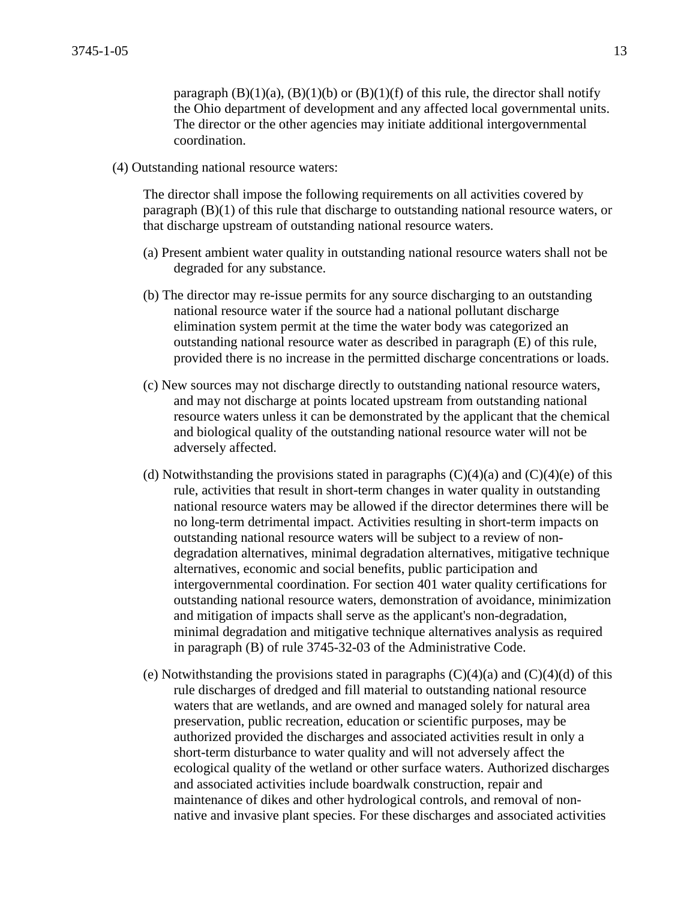paragraph (B)(1)(a), (B)(1)(b) or (B)(1)(f) of this rule, the director shall notify the Ohio department of development and any affected local governmental units. The director or the other agencies may initiate additional intergovernmental coordination.

(4) Outstanding national resource waters:

The director shall impose the following requirements on all activities covered by paragraph (B)(1) of this rule that discharge to outstanding national resource waters, or that discharge upstream of outstanding national resource waters.

(a) Present ambient water quality in outstanding national resource waters shall not be degraded for any substance.

(b) The director may re-issue permits for any source discharging to an outstanding national resource water if the source had a national pollutant discharge elimination system permit at the time the water body was categorized an outstanding national resource water as described in paragraph (E) of this rule, provided there is no increase in the permitted discharge concentrations or loads.

(c) New sources may not discharge directly to outstanding national resource waters, and may not discharge at points located upstream from outstanding national resource waters unless it can be demonstrated by the applicant that the chemical and biological quality of the outstanding national resource water will not be adversely affected.

(d) Notwithstanding the provisions stated in paragraphs (C)(4)(a) and (C)(4)(e) of this rule, activities that result in short-term changes in water quality in outstanding national resource waters may be allowed if the director determines there will be no long-term detrimental impact. Activities resulting in short-term impacts on outstanding national resource waters will be subject to a review of non-degradation alternatives, minimal degradation alternatives, mitigative technique alternatives, economic and social benefits, public participation and intergovernmental coordination. For section 401 water quality certifications for outstanding national resource waters, demonstration of avoidance, minimization and mitigation of impacts shall serve as the applicant's non-degradation, minimal degradation and mitigative technique alternatives analysis as required in paragraph (B) of rule 3745-32-03 of the Administrative Code.

(e) Notwithstanding the provisions stated in paragraphs (C)(4)(a) and (C)(4)(d) of this rule discharges of dredged and fill material to outstanding national resource waters that are wetlands, and are owned and managed solely for natural area preservation, public recreation, education or scientific purposes, may be authorized provided the discharges and associated activities result in only a short-term disturbance to water quality and will not adversely affect the ecological quality of the wetland or other surface waters. Authorized discharges and associated activities include boardwalk construction, repair and maintenance of dikes and other hydrological controls, and removal of non-native and invasive plant species. For these discharges and associated activities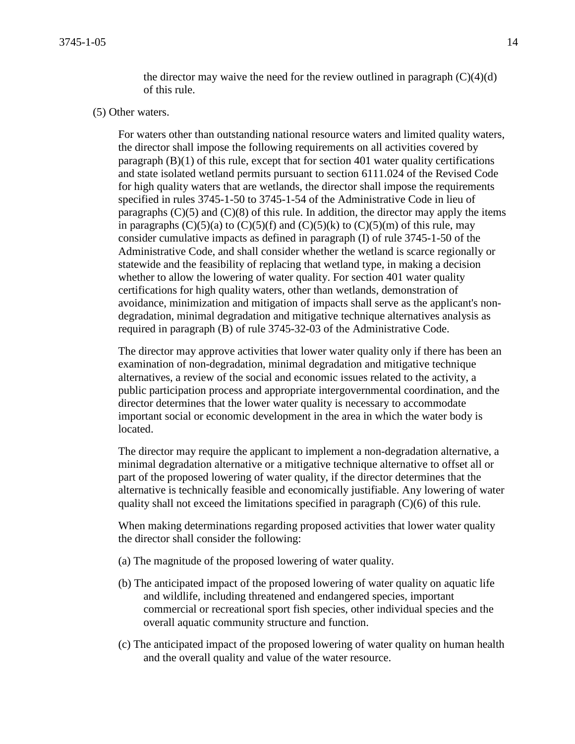the director may waive the need for the review outlined in paragraph (C)(4)(d) of this rule.

(5) Other waters.

For waters other than outstanding national resource waters and limited quality waters, the director shall impose the following requirements on all activities covered by paragraph (B)(1) of this rule, except that for section 401 water quality certifications and state isolated wetland permits pursuant to section 6111.024 of the Revised Code for high quality waters that are wetlands, the director shall impose the requirements specified in rules 3745-1-50 to 3745-1-54 of the Administrative Code in lieu of paragraphs (C)(5) and (C)(8) of this rule. In addition, the director may apply the items in paragraphs (C)(5)(a) to (C)(5)(f) and (C)(5)(k) to (C)(5)(m) of this rule, may consider cumulative impacts as defined in paragraph (I) of rule 3745-1-50 of the Administrative Code, and shall consider whether the wetland is scarce regionally or statewide and the feasibility of replacing that wetland type, in making a decision whether to allow the lowering of water quality. For section 401 water quality certifications for high quality waters, other than wetlands, demonstration of avoidance, minimization and mitigation of impacts shall serve as the applicant's non-degradation, minimal degradation and mitigative technique alternatives analysis as required in paragraph (B) of rule 3745-32-03 of the Administrative Code.

The director may approve activities that lower water quality only if there has been an examination of non-degradation, minimal degradation and mitigative technique alternatives, a review of the social and economic issues related to the activity, a public participation process and appropriate intergovernmental coordination, and the director determines that the lower water quality is necessary to accommodate important social or economic development in the area in which the water body is located.

The director may require the applicant to implement a non-degradation alternative, a minimal degradation alternative or a mitigative technique alternative to offset all or part of the proposed lowering of water quality, if the director determines that the alternative is technically feasible and economically justifiable. Any lowering of water quality shall not exceed the limitations specified in paragraph (C)(6) of this rule.

When making determinations regarding proposed activities that lower water quality the director shall consider the following:

(a) The magnitude of the proposed lowering of water quality.

(b) The anticipated impact of the proposed lowering of water quality on aquatic life and wildlife, including threatened and endangered species, important commercial or recreational sport fish species, other individual species and the overall aquatic community structure and function.

(c) The anticipated impact of the proposed lowering of water quality on human health and the overall quality and value of the water resource.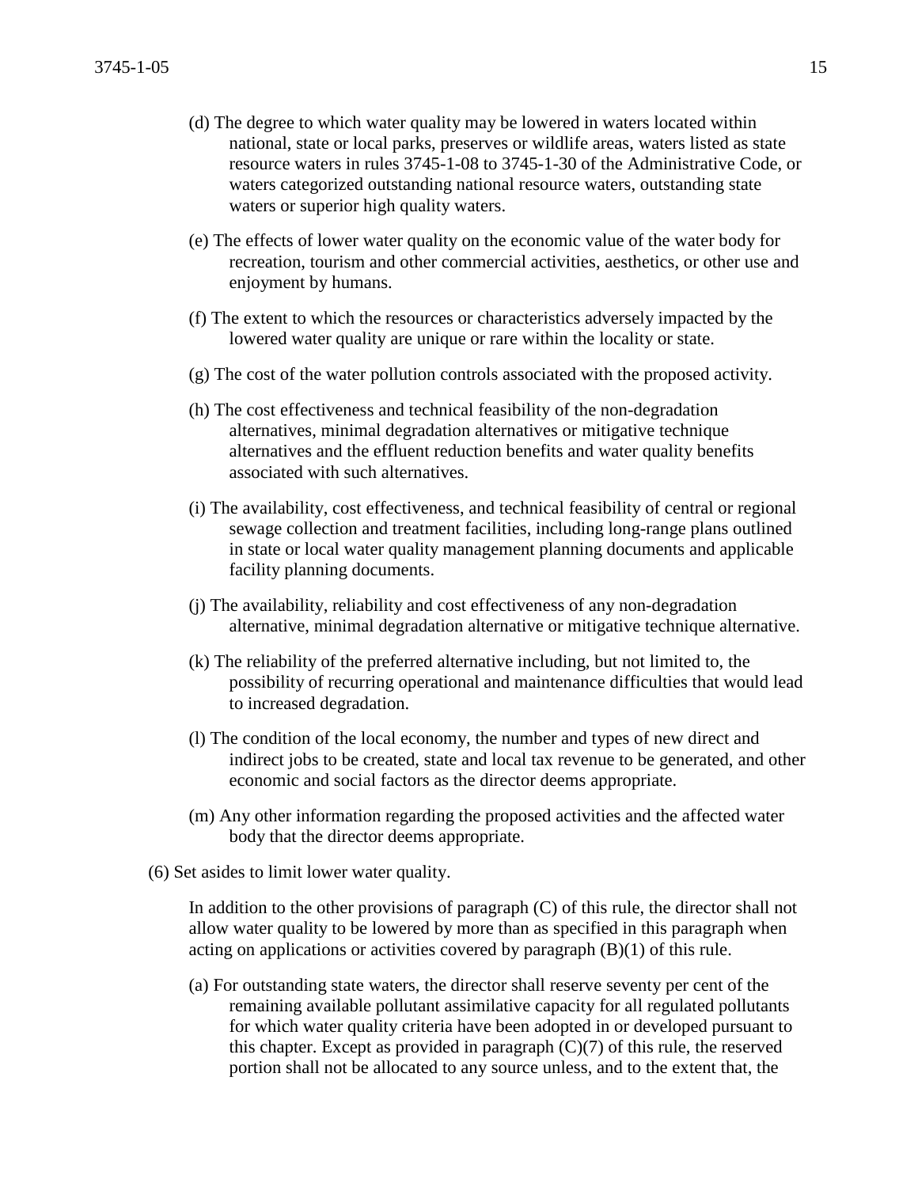(d) The degree to which water quality may be lowered in waters located within national, state or local parks, preserves or wildlife areas, waters listed as state resource waters in rules 3745-1-08 to 3745-1-30 of the Administrative Code, or waters categorized outstanding national resource waters, outstanding state waters or superior high quality waters.

(e) The effects of lower water quality on the economic value of the water body for recreation, tourism and other commercial activities, aesthetics, or other use and enjoyment by humans.

(f) The extent to which the resources or characteristics adversely impacted by the lowered water quality are unique or rare within the locality or state.

(g) The cost of the water pollution controls associated with the proposed activity.

(h) The cost effectiveness and technical feasibility of the non-degradation alternatives, minimal degradation alternatives or mitigative technique alternatives and the effluent reduction benefits and water quality benefits associated with such alternatives.

(i) The availability, cost effectiveness, and technical feasibility of central or regional sewage collection and treatment facilities, including long-range plans outlined in state or local water quality management planning documents and applicable facility planning documents.

(j) The availability, reliability and cost effectiveness of any non-degradation alternative, minimal degradation alternative or mitigative technique alternative.

(k) The reliability of the preferred alternative including, but not limited to, the possibility of recurring operational and maintenance difficulties that would lead to increased degradation.

(l) The condition of the local economy, the number and types of new direct and indirect jobs to be created, state and local tax revenue to be generated, and other economic and social factors as the director deems appropriate.

(m) Any other information regarding the proposed activities and the affected water body that the director deems appropriate.

(6) Set asides to limit lower water quality.

In addition to the other provisions of paragraph (C) of this rule, the director shall not allow water quality to be lowered by more than as specified in this paragraph when acting on applications or activities covered by paragraph (B)(1) of this rule.

(a) For outstanding state waters, the director shall reserve seventy per cent of the remaining available pollutant assimilative capacity for all regulated pollutants for which water quality criteria have been adopted in or developed pursuant to this chapter. Except as provided in paragraph (C)(7) of this rule, the reserved portion shall not be allocated to any source unless, and to the extent that, the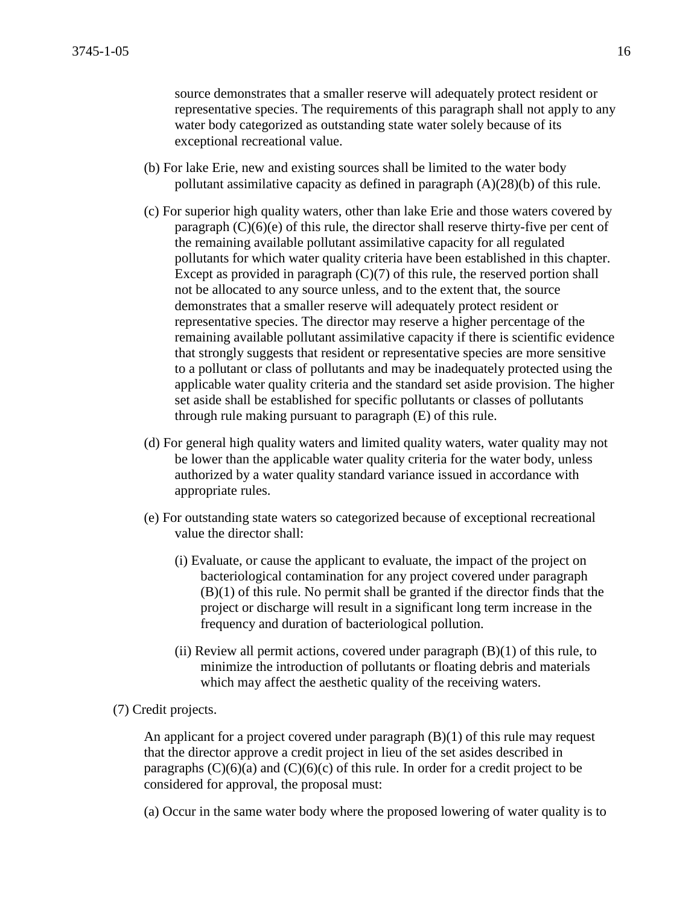source demonstrates that a smaller reserve will adequately protect resident or representative species. The requirements of this paragraph shall not apply to any water body categorized as outstanding state water solely because of its exceptional recreational value.

(b) For lake Erie, new and existing sources shall be limited to the water body pollutant assimilative capacity as defined in paragraph (A)(28)(b) of this rule.

(c) For superior high quality waters, other than lake Erie and those waters covered by paragraph (C)(6)(e) of this rule, the director shall reserve thirty-five per cent of the remaining available pollutant assimilative capacity for all regulated pollutants for which water quality criteria have been established in this chapter. Except as provided in paragraph (C)(7) of this rule, the reserved portion shall not be allocated to any source unless, and to the extent that, the source demonstrates that a smaller reserve will adequately protect resident or representative species. The director may reserve a higher percentage of the remaining available pollutant assimilative capacity if there is scientific evidence that strongly suggests that resident or representative species are more sensitive to a pollutant or class of pollutants and may be inadequately protected using the applicable water quality criteria and the standard set aside provision. The higher set aside shall be established for specific pollutants or classes of pollutants through rule making pursuant to paragraph (E) of this rule.

(d) For general high quality waters and limited quality waters, water quality may not be lower than the applicable water quality criteria for the water body, unless authorized by a water quality standard variance issued in accordance with appropriate rules.

(e) For outstanding state waters so categorized because of exceptional recreational value the director shall:

(i) Evaluate, or cause the applicant to evaluate, the impact of the project on bacteriological contamination for any project covered under paragraph (B)(1) of this rule. No permit shall be granted if the director finds that the project or discharge will result in a significant long term increase in the frequency and duration of bacteriological pollution.

(ii) Review all permit actions, covered under paragraph (B)(1) of this rule, to minimize the introduction of pollutants or floating debris and materials which may affect the aesthetic quality of the receiving waters.

(7) Credit projects.

An applicant for a project covered under paragraph (B)(1) of this rule may request that the director approve a credit project in lieu of the set asides described in paragraphs (C)(6)(a) and (C)(6)(c) of this rule. In order for a credit project to be considered for approval, the proposal must:

(a) Occur in the same water body where the proposed lowering of water quality is to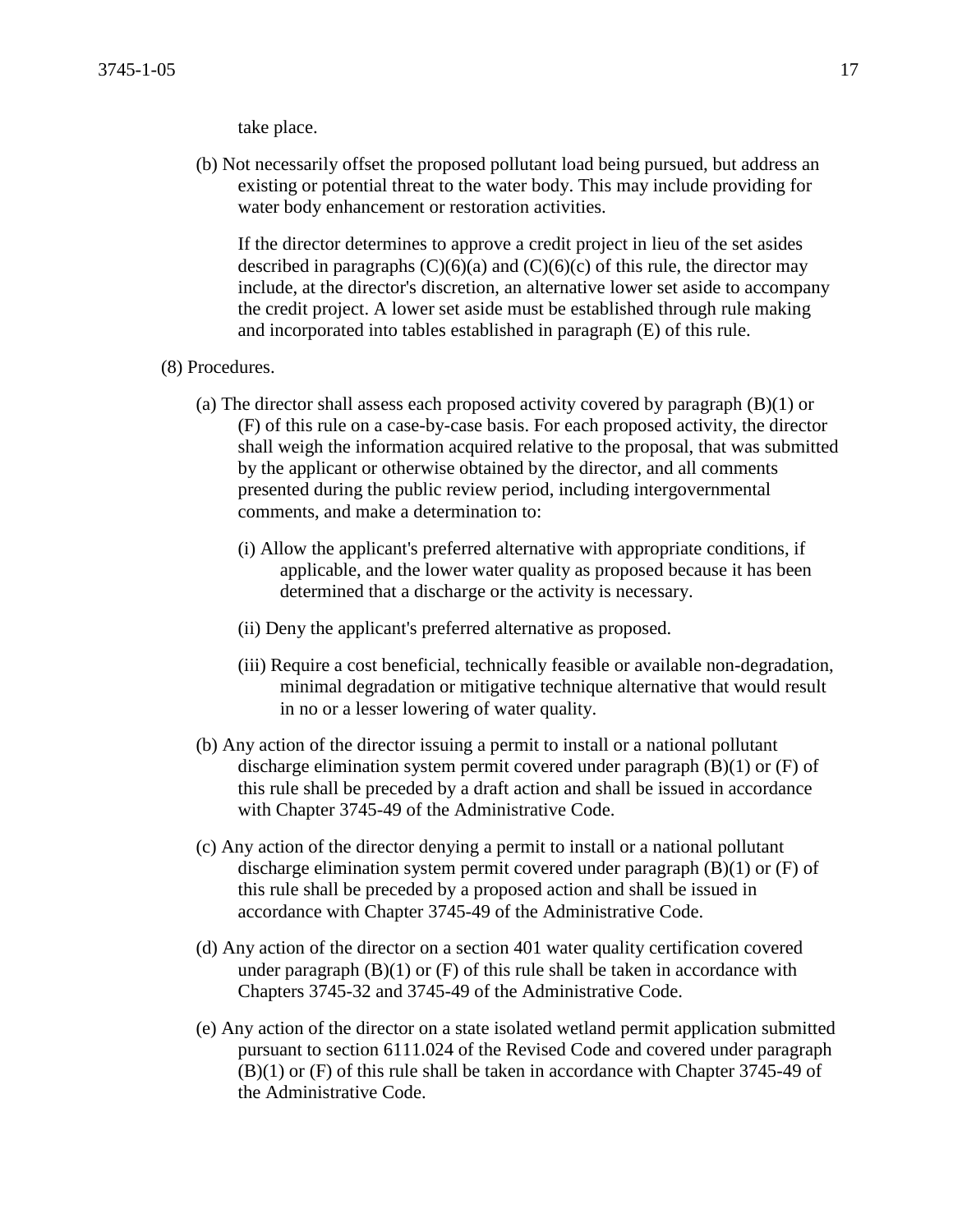take place.

(b) Not necessarily offset the proposed pollutant load being pursued, but address an existing or potential threat to the water body. This may include providing for water body enhancement or restoration activities.

If the director determines to approve a credit project in lieu of the set asides described in paragraphs (C)(6)(a) and (C)(6)(c) of this rule, the director may include, at the director's discretion, an alternative lower set aside to accompany the credit project. A lower set aside must be established through rule making and incorporated into tables established in paragraph (E) of this rule.

(8) Procedures.

(a) The director shall assess each proposed activity covered by paragraph (B)(1) or (F) of this rule on a case-by-case basis. For each proposed activity, the director shall weigh the information acquired relative to the proposal, that was submitted by the applicant or otherwise obtained by the director, and all comments presented during the public review period, including intergovernmental comments, and make a determination to:

(i) Allow the applicant's preferred alternative with appropriate conditions, if applicable, and the lower water quality as proposed because it has been determined that a discharge or the activity is necessary.

(ii) Deny the applicant's preferred alternative as proposed.

(iii) Require a cost beneficial, technically feasible or available non-degradation, minimal degradation or mitigative technique alternative that would result in no or a lesser lowering of water quality.

(b) Any action of the director issuing a permit to install or a national pollutant discharge elimination system permit covered under paragraph (B)(1) or (F) of this rule shall be preceded by a draft action and shall be issued in accordance with Chapter 3745-49 of the Administrative Code.

(c) Any action of the director denying a permit to install or a national pollutant discharge elimination system permit covered under paragraph (B)(1) or (F) of this rule shall be preceded by a proposed action and shall be issued in accordance with Chapter 3745-49 of the Administrative Code.

(d) Any action of the director on a section 401 water quality certification covered under paragraph (B)(1) or (F) of this rule shall be taken in accordance with Chapters 3745-32 and 3745-49 of the Administrative Code.

(e) Any action of the director on a state isolated wetland permit application submitted pursuant to section 6111.024 of the Revised Code and covered under paragraph (B)(1) or (F) of this rule shall be taken in accordance with Chapter 3745-49 of the Administrative Code.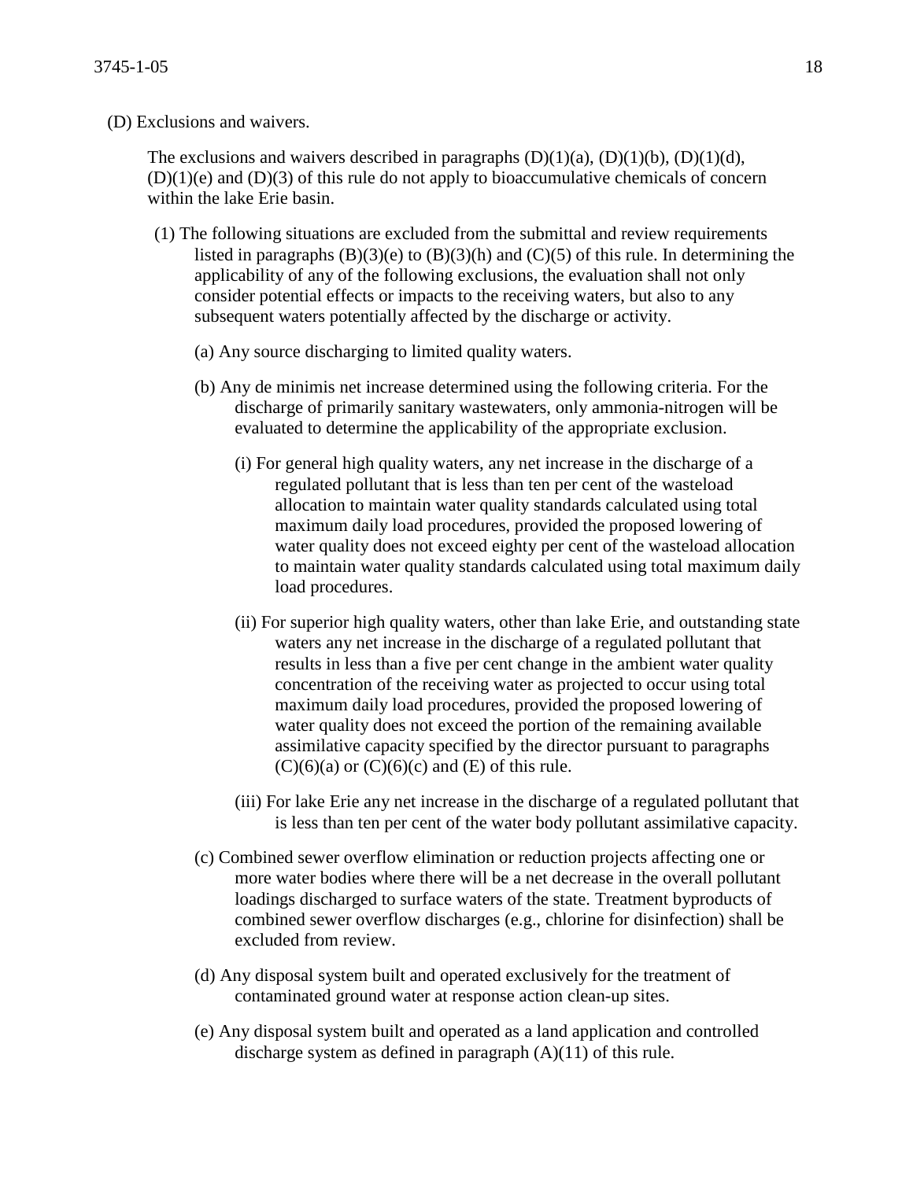(D) Exclusions and waivers.

The exclusions and waivers described in paragraphs (D)(1)(a), (D)(1)(b), (D)(1)(d), (D)(1)(e) and (D)(3) of this rule do not apply to bioaccumulative chemicals of concern within the lake Erie basin.

(1) The following situations are excluded from the submittal and review requirements listed in paragraphs (B)(3)(e) to (B)(3)(h) and (C)(5) of this rule. In determining the applicability of any of the following exclusions, the evaluation shall not only consider potential effects or impacts to the receiving waters, but also to any subsequent waters potentially affected by the discharge or activity.

(a) Any source discharging to limited quality waters.

(b) Any de minimis net increase determined using the following criteria. For the discharge of primarily sanitary wastewaters, only ammonia-nitrogen will be evaluated to determine the applicability of the appropriate exclusion.

(i) For general high quality waters, any net increase in the discharge of a regulated pollutant that is less than ten per cent of the wasteload allocation to maintain water quality standards calculated using total maximum daily load procedures, provided the proposed lowering of water quality does not exceed eighty per cent of the wasteload allocation to maintain water quality standards calculated using total maximum daily load procedures.

(ii) For superior high quality waters, other than lake Erie, and outstanding state waters any net increase in the discharge of a regulated pollutant that results in less than a five per cent change in the ambient water quality concentration of the receiving water as projected to occur using total maximum daily load procedures, provided the proposed lowering of water quality does not exceed the portion of the remaining available assimilative capacity specified by the director pursuant to paragraphs (C)(6)(a) or (C)(6)(c) and (E) of this rule.

(iii) For lake Erie any net increase in the discharge of a regulated pollutant that is less than ten per cent of the water body pollutant assimilative capacity.

(c) Combined sewer overflow elimination or reduction projects affecting one or more water bodies where there will be a net decrease in the overall pollutant loadings discharged to surface waters of the state. Treatment byproducts of combined sewer overflow discharges (e.g., chlorine for disinfection) shall be excluded from review.

(d) Any disposal system built and operated exclusively for the treatment of contaminated ground water at response action clean-up sites.

(e) Any disposal system built and operated as a land application and controlled discharge system as defined in paragraph (A)(11) of this rule.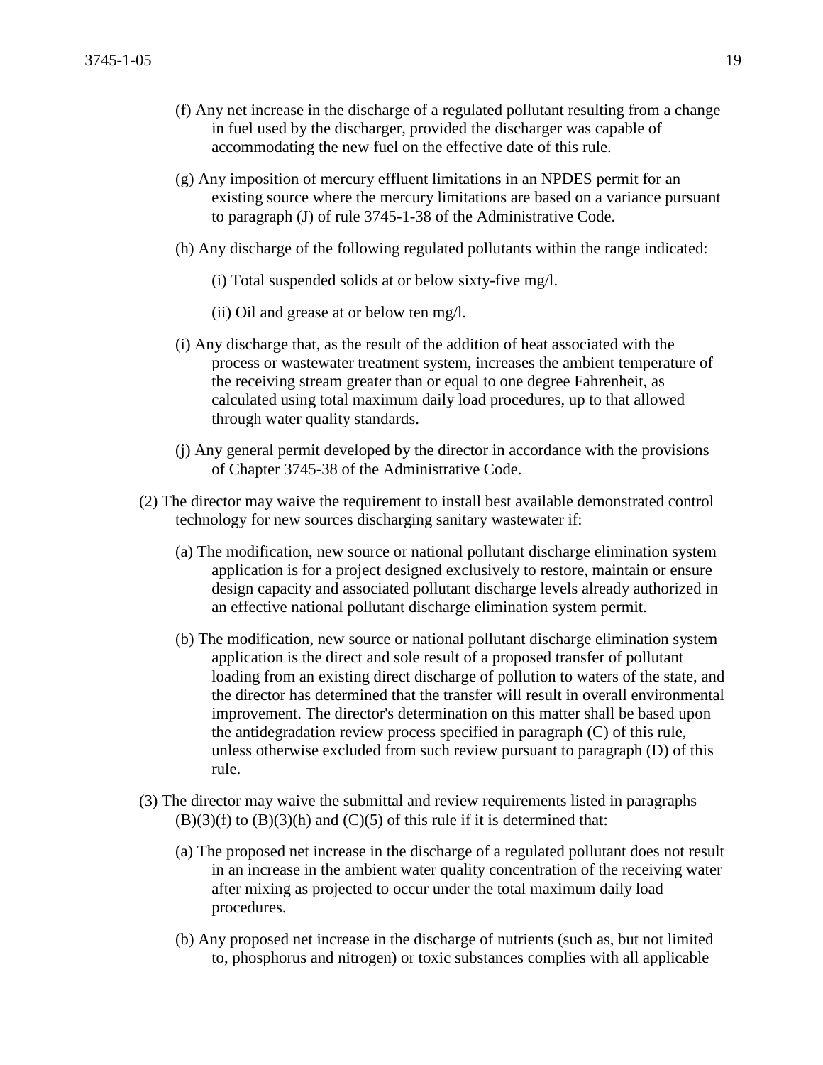(f) Any net increase in the discharge of a regulated pollutant resulting from a change in fuel used by the discharger, provided the discharger was capable of accommodating the new fuel on the effective date of this rule.

(g) Any imposition of mercury effluent limitations in an NPDES permit for an existing source where the mercury limitations are based on a variance pursuant to paragraph (J) of rule 3745-1-38 of the Administrative Code.

(h) Any discharge of the following regulated pollutants within the range indicated:

(i) Total suspended solids at or below sixty-five mg/l.

(ii) Oil and grease at or below ten mg/l.

(i) Any discharge that, as the result of the addition of heat associated with the process or wastewater treatment system, increases the ambient temperature of the receiving stream greater than or equal to one degree Fahrenheit, as calculated using total maximum daily load procedures, up to that allowed through water quality standards.

(j) Any general permit developed by the director in accordance with the provisions of Chapter 3745-38 of the Administrative Code.

(2) The director may waive the requirement to install best available demonstrated control technology for new sources discharging sanitary wastewater if:

(a) The modification, new source or national pollutant discharge elimination system application is for a project designed exclusively to restore, maintain or ensure design capacity and associated pollutant discharge levels already authorized in an effective national pollutant discharge elimination system permit.

(b) The modification, new source or national pollutant discharge elimination system application is the direct and sole result of a proposed transfer of pollutant loading from an existing direct discharge of pollution to waters of the state, and the director has determined that the transfer will result in overall environmental improvement. The director's determination on this matter shall be based upon the antidegradation review process specified in paragraph (C) of this rule, unless otherwise excluded from such review pursuant to paragraph (D) of this rule.

(3) The director may waive the submittal and review requirements listed in paragraphs (B)(3)(f) to (B)(3)(h) and (C)(5) of this rule if it is determined that:

(a) The proposed net increase in the discharge of a regulated pollutant does not result in an increase in the ambient water quality concentration of the receiving water after mixing as projected to occur under the total maximum daily load procedures.

(b) Any proposed net increase in the discharge of nutrients (such as, but not limited to, phosphorus and nitrogen) or toxic substances complies with all applicable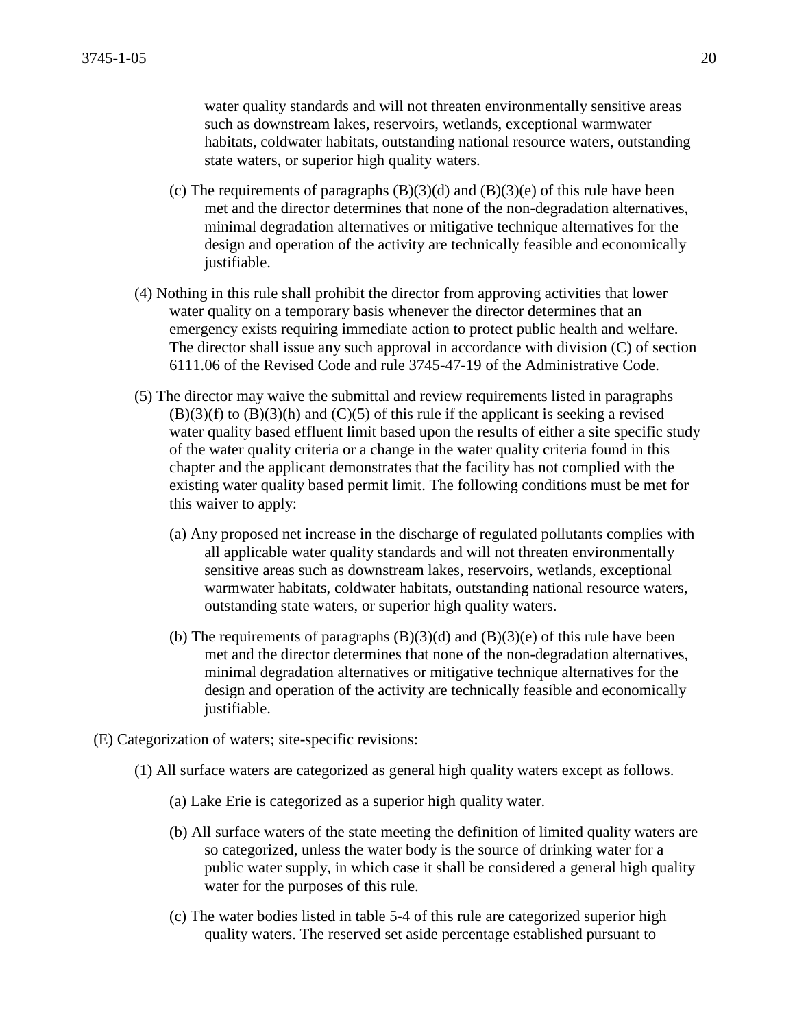water quality standards and will not threaten environmentally sensitive areas such as downstream lakes, reservoirs, wetlands, exceptional warmwater habitats, coldwater habitats, outstanding national resource waters, outstanding state waters, or superior high quality waters.

(c) The requirements of paragraphs (B)(3)(d) and (B)(3)(e) of this rule have been met and the director determines that none of the non-degradation alternatives, minimal degradation alternatives or mitigative technique alternatives for the design and operation of the activity are technically feasible and economically justifiable.

(4) Nothing in this rule shall prohibit the director from approving activities that lower water quality on a temporary basis whenever the director determines that an emergency exists requiring immediate action to protect public health and welfare. The director shall issue any such approval in accordance with division (C) of section 6111.06 of the Revised Code and rule 3745-47-19 of the Administrative Code.

(5) The director may waive the submittal and review requirements listed in paragraphs (B)(3)(f) to (B)(3)(h) and (C)(5) of this rule if the applicant is seeking a revised water quality based effluent limit based upon the results of either a site specific study of the water quality criteria or a change in the water quality criteria found in this chapter and the applicant demonstrates that the facility has not complied with the existing water quality based permit limit. The following conditions must be met for this waiver to apply:

(a) Any proposed net increase in the discharge of regulated pollutants complies with all applicable water quality standards and will not threaten environmentally sensitive areas such as downstream lakes, reservoirs, wetlands, exceptional warmwater habitats, coldwater habitats, outstanding national resource waters, outstanding state waters, or superior high quality waters.

(b) The requirements of paragraphs (B)(3)(d) and (B)(3)(e) of this rule have been met and the director determines that none of the non-degradation alternatives, minimal degradation alternatives or mitigative technique alternatives for the design and operation of the activity are technically feasible and economically justifiable.

(E) Categorization of waters; site-specific revisions:

(1) All surface waters are categorized as general high quality waters except as follows.

(a) Lake Erie is categorized as a superior high quality water.

(b) All surface waters of the state meeting the definition of limited quality waters are so categorized, unless the water body is the source of drinking water for a public water supply, in which case it shall be considered a general high quality water for the purposes of this rule.

(c) The water bodies listed in table 5-4 of this rule are categorized superior high quality waters. The reserved set aside percentage established pursuant to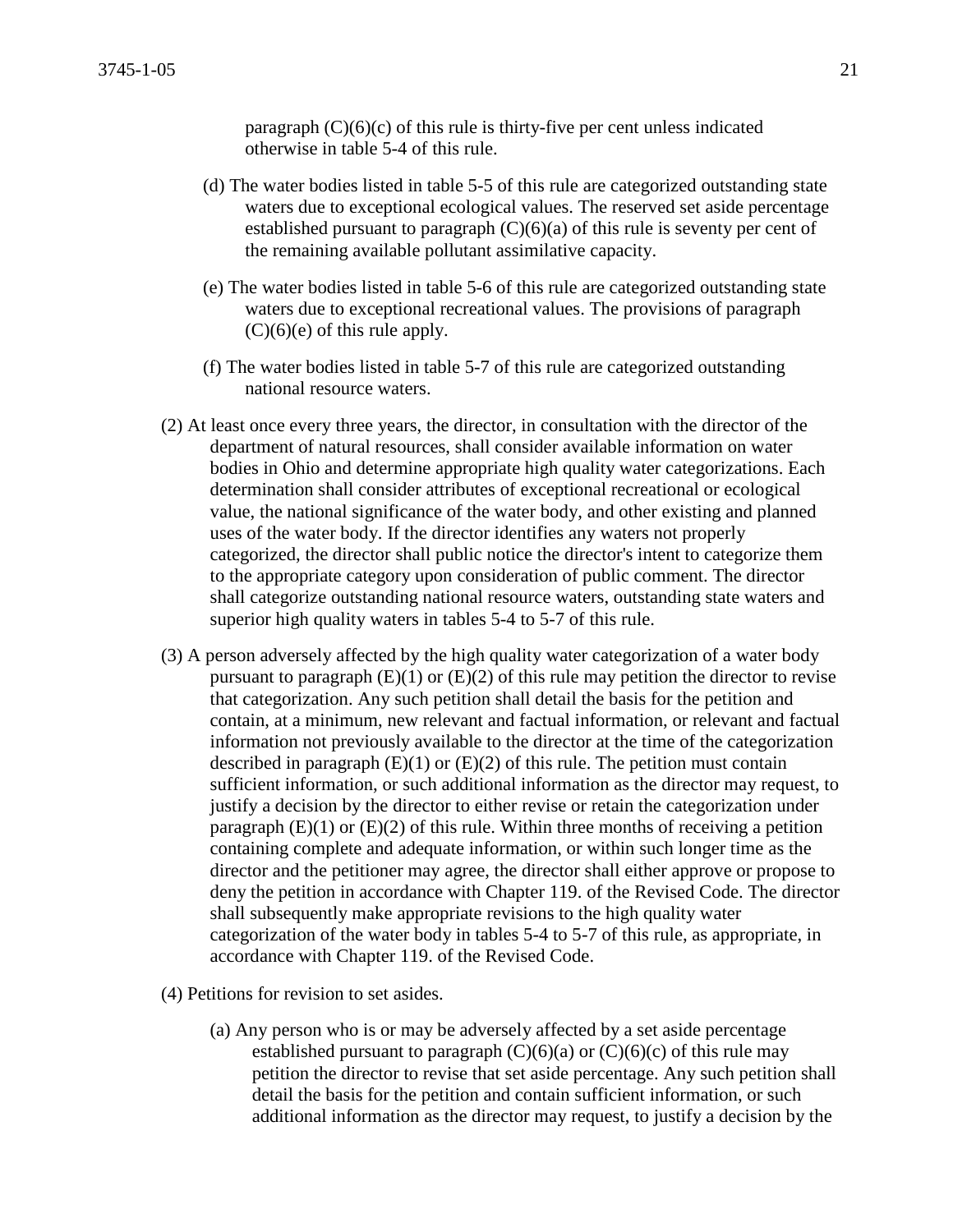paragraph (C)(6)(c) of this rule is thirty-five per cent unless indicated otherwise in table 5-4 of this rule.

(d) The water bodies listed in table 5-5 of this rule are categorized outstanding state waters due to exceptional ecological values. The reserved set aside percentage established pursuant to paragraph (C)(6)(a) of this rule is seventy per cent of the remaining available pollutant assimilative capacity.

(e) The water bodies listed in table 5-6 of this rule are categorized outstanding state waters due to exceptional recreational values. The provisions of paragraph (C)(6)(e) of this rule apply.

(f) The water bodies listed in table 5-7 of this rule are categorized outstanding national resource waters.

(2) At least once every three years, the director, in consultation with the director of the department of natural resources, shall consider available information on water bodies in Ohio and determine appropriate high quality water categorizations. Each determination shall consider attributes of exceptional recreational or ecological value, the national significance of the water body, and other existing and planned uses of the water body. If the director identifies any waters not properly categorized, the director shall public notice the director's intent to categorize them to the appropriate category upon consideration of public comment. The director shall categorize outstanding national resource waters, outstanding state waters and superior high quality waters in tables 5-4 to 5-7 of this rule.

(3) A person adversely affected by the high quality water categorization of a water body pursuant to paragraph (E)(1) or (E)(2) of this rule may petition the director to revise that categorization. Any such petition shall detail the basis for the petition and contain, at a minimum, new relevant and factual information, or relevant and factual information not previously available to the director at the time of the categorization described in paragraph (E)(1) or (E)(2) of this rule. The petition must contain sufficient information, or such additional information as the director may request, to justify a decision by the director to either revise or retain the categorization under paragraph (E)(1) or (E)(2) of this rule. Within three months of receiving a petition containing complete and adequate information, or within such longer time as the director and the petitioner may agree, the director shall either approve or propose to deny the petition in accordance with Chapter 119. of the Revised Code. The director shall subsequently make appropriate revisions to the high quality water categorization of the water body in tables 5-4 to 5-7 of this rule, as appropriate, in accordance with Chapter 119. of the Revised Code.

(4) Petitions for revision to set asides.

(a) Any person who is or may be adversely affected by a set aside percentage established pursuant to paragraph (C)(6)(a) or (C)(6)(c) of this rule may petition the director to revise that set aside percentage. Any such petition shall detail the basis for the petition and contain sufficient information, or such additional information as the director may request, to justify a decision by the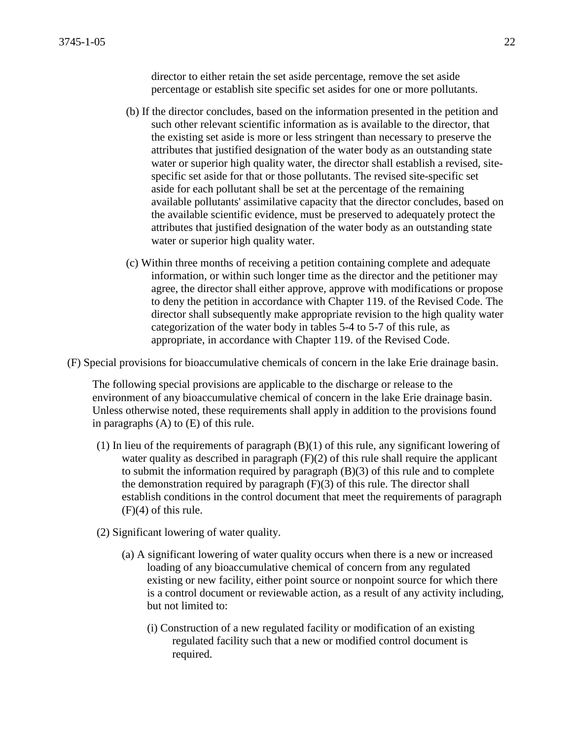director to either retain the set aside percentage, remove the set aside percentage or establish site specific set asides for one or more pollutants.

(b) If the director concludes, based on the information presented in the petition and such other relevant scientific information as is available to the director, that the existing set aside is more or less stringent than necessary to preserve the attributes that justified designation of the water body as an outstanding state water or superior high quality water, the director shall establish a revised, site-specific set aside for that or those pollutants. The revised site-specific set aside for each pollutant shall be set at the percentage of the remaining available pollutants' assimilative capacity that the director concludes, based on the available scientific evidence, must be preserved to adequately protect the attributes that justified designation of the water body as an outstanding state water or superior high quality water.

(c) Within three months of receiving a petition containing complete and adequate information, or within such longer time as the director and the petitioner may agree, the director shall either approve, approve with modifications or propose to deny the petition in accordance with Chapter 119. of the Revised Code. The director shall subsequently make appropriate revision to the high quality water categorization of the water body in tables 5-4 to 5-7 of this rule, as appropriate, in accordance with Chapter 119. of the Revised Code.

(F) Special provisions for bioaccumulative chemicals of concern in the lake Erie drainage basin.

The following special provisions are applicable to the discharge or release to the environment of any bioaccumulative chemical of concern in the lake Erie drainage basin. Unless otherwise noted, these requirements shall apply in addition to the provisions found in paragraphs (A) to (E) of this rule.

(1) In lieu of the requirements of paragraph (B)(1) of this rule, any significant lowering of water quality as described in paragraph (F)(2) of this rule shall require the applicant to submit the information required by paragraph (B)(3) of this rule and to complete the demonstration required by paragraph (F)(3) of this rule. The director shall establish conditions in the control document that meet the requirements of paragraph (F)(4) of this rule.

(2) Significant lowering of water quality.

(a) A significant lowering of water quality occurs when there is a new or increased loading of any bioaccumulative chemical of concern from any regulated existing or new facility, either point source or nonpoint source for which there is a control document or reviewable action, as a result of any activity including, but not limited to:

(i) Construction of a new regulated facility or modification of an existing regulated facility such that a new or modified control document is required.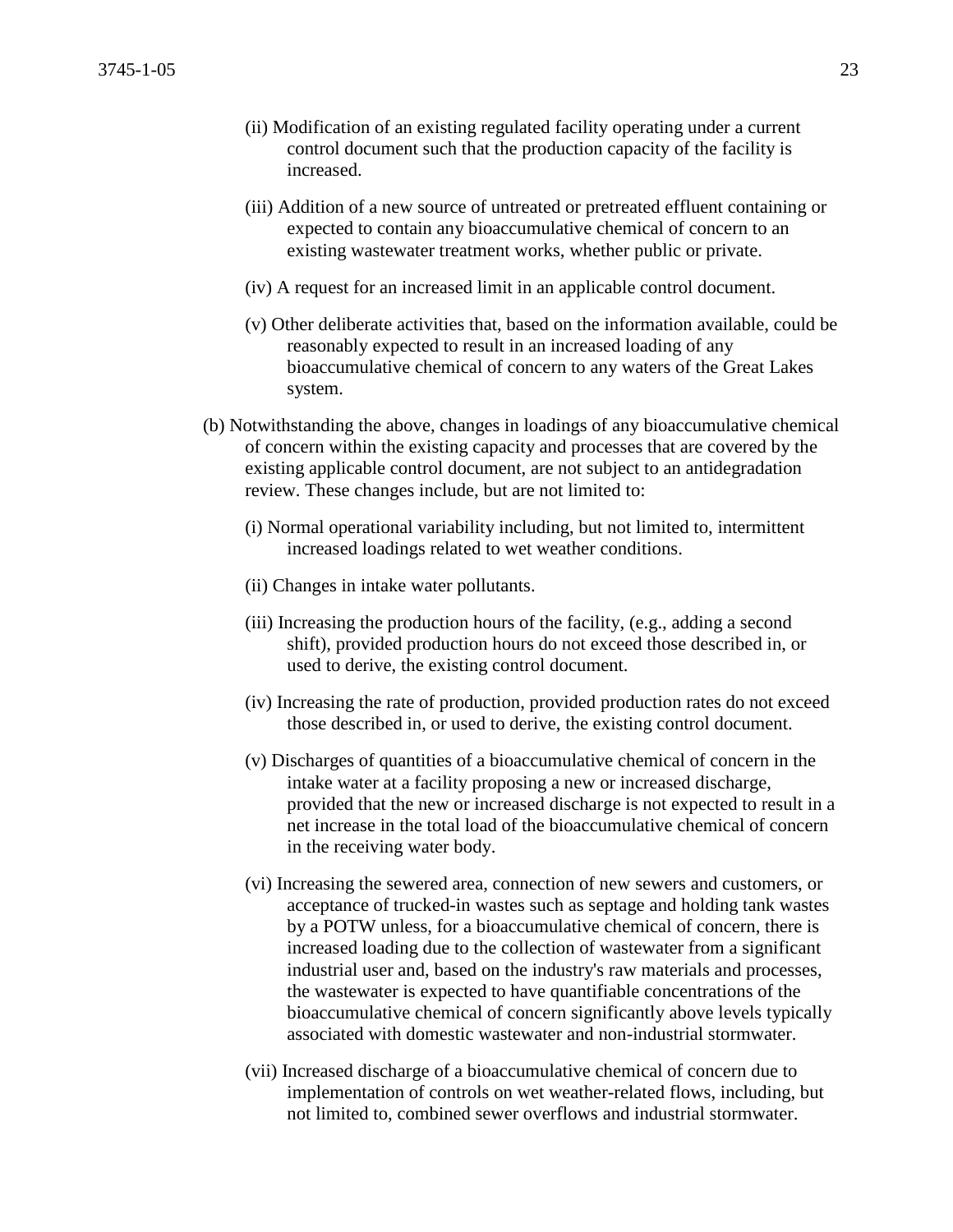(ii) Modification of an existing regulated facility operating under a current control document such that the production capacity of the facility is increased.

(iii) Addition of a new source of untreated or pretreated effluent containing or expected to contain any bioaccumulative chemical of concern to an existing wastewater treatment works, whether public or private.

(iv) A request for an increased limit in an applicable control document.

(v) Other deliberate activities that, based on the information available, could be reasonably expected to result in an increased loading of any bioaccumulative chemical of concern to any waters of the Great Lakes system.

(b) Notwithstanding the above, changes in loadings of any bioaccumulative chemical of concern within the existing capacity and processes that are covered by the existing applicable control document, are not subject to an antidegradation review. These changes include, but are not limited to:

(i) Normal operational variability including, but not limited to, intermittent increased loadings related to wet weather conditions.

(ii) Changes in intake water pollutants.

(iii) Increasing the production hours of the facility, (e.g., adding a second shift), provided production hours do not exceed those described in, or used to derive, the existing control document.

(iv) Increasing the rate of production, provided production rates do not exceed those described in, or used to derive, the existing control document.

(v) Discharges of quantities of a bioaccumulative chemical of concern in the intake water at a facility proposing a new or increased discharge, provided that the new or increased discharge is not expected to result in a net increase in the total load of the bioaccumulative chemical of concern in the receiving water body.

(vi) Increasing the sewered area, connection of new sewers and customers, or acceptance of trucked-in wastes such as septage and holding tank wastes by a POTW unless, for a bioaccumulative chemical of concern, there is increased loading due to the collection of wastewater from a significant industrial user and, based on the industry's raw materials and processes, the wastewater is expected to have quantifiable concentrations of the bioaccumulative chemical of concern significantly above levels typically associated with domestic wastewater and non-industrial stormwater.

(vii) Increased discharge of a bioaccumulative chemical of concern due to implementation of controls on wet weather-related flows, including, but not limited to, combined sewer overflows and industrial stormwater.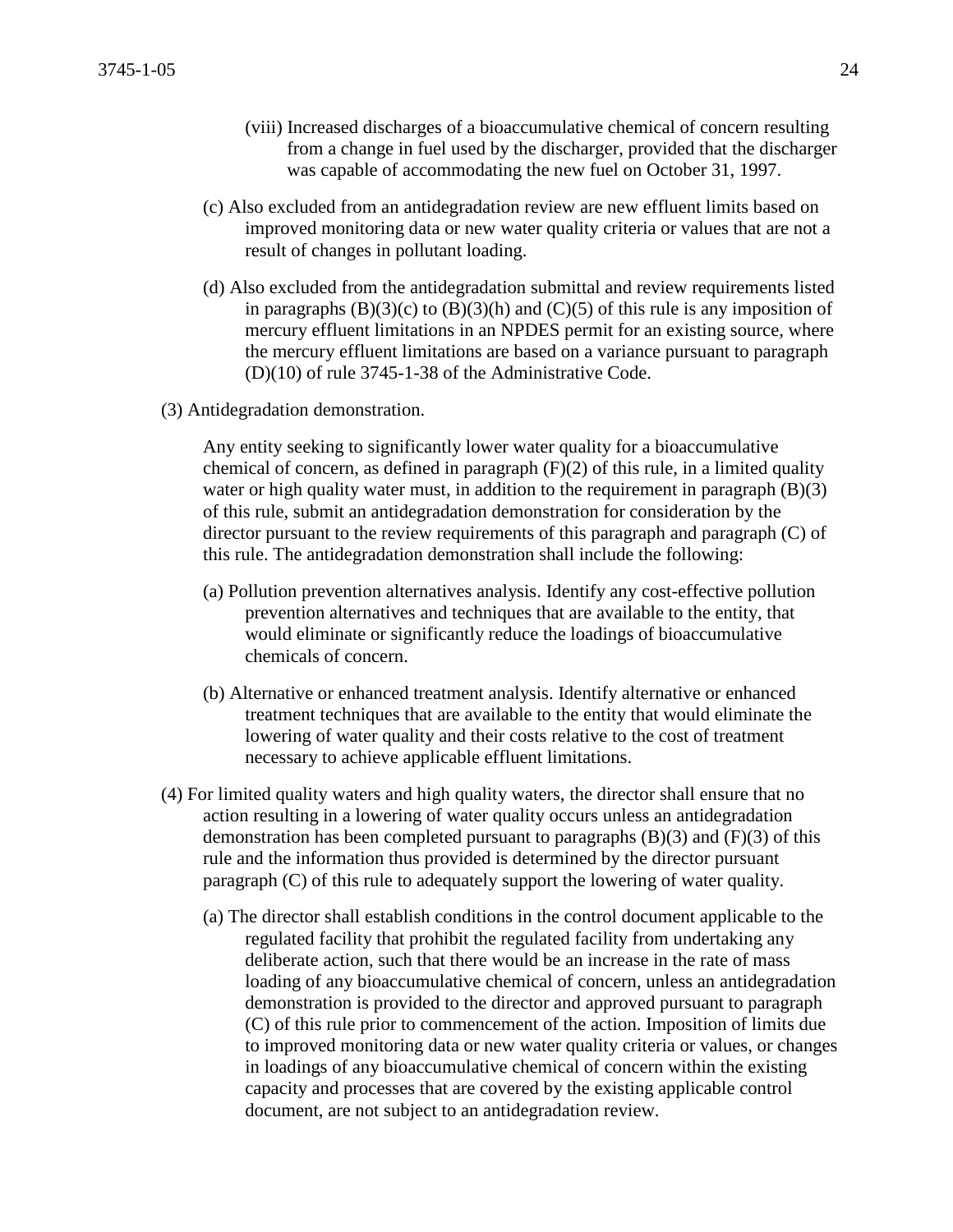(viii) Increased discharges of a bioaccumulative chemical of concern resulting from a change in fuel used by the discharger, provided that the discharger was capable of accommodating the new fuel on October 31, 1997.

(c) Also excluded from an antidegradation review are new effluent limits based on improved monitoring data or new water quality criteria or values that are not a result of changes in pollutant loading.

(d) Also excluded from the antidegradation submittal and review requirements listed in paragraphs (B)(3)(c) to (B)(3)(h) and (C)(5) of this rule is any imposition of mercury effluent limitations in an NPDES permit for an existing source, where the mercury effluent limitations are based on a variance pursuant to paragraph (D)(10) of rule 3745-1-38 of the Administrative Code.

(3) Antidegradation demonstration.

Any entity seeking to significantly lower water quality for a bioaccumulative chemical of concern, as defined in paragraph (F)(2) of this rule, in a limited quality water or high quality water must, in addition to the requirement in paragraph (B)(3) of this rule, submit an antidegradation demonstration for consideration by the director pursuant to the review requirements of this paragraph and paragraph (C) of this rule. The antidegradation demonstration shall include the following:

(a) Pollution prevention alternatives analysis. Identify any cost-effective pollution prevention alternatives and techniques that are available to the entity, that would eliminate or significantly reduce the loadings of bioaccumulative chemicals of concern.

(b) Alternative or enhanced treatment analysis. Identify alternative or enhanced treatment techniques that are available to the entity that would eliminate the lowering of water quality and their costs relative to the cost of treatment necessary to achieve applicable effluent limitations.

(4) For limited quality waters and high quality waters, the director shall ensure that no action resulting in a lowering of water quality occurs unless an antidegradation demonstration has been completed pursuant to paragraphs (B)(3) and (F)(3) of this rule and the information thus provided is determined by the director pursuant paragraph (C) of this rule to adequately support the lowering of water quality.

(a) The director shall establish conditions in the control document applicable to the regulated facility that prohibit the regulated facility from undertaking any deliberate action, such that there would be an increase in the rate of mass loading of any bioaccumulative chemical of concern, unless an antidegradation demonstration is provided to the director and approved pursuant to paragraph (C) of this rule prior to commencement of the action. Imposition of limits due to improved monitoring data or new water quality criteria or values, or changes in loadings of any bioaccumulative chemical of concern within the existing capacity and processes that are covered by the existing applicable control document, are not subject to an antidegradation review.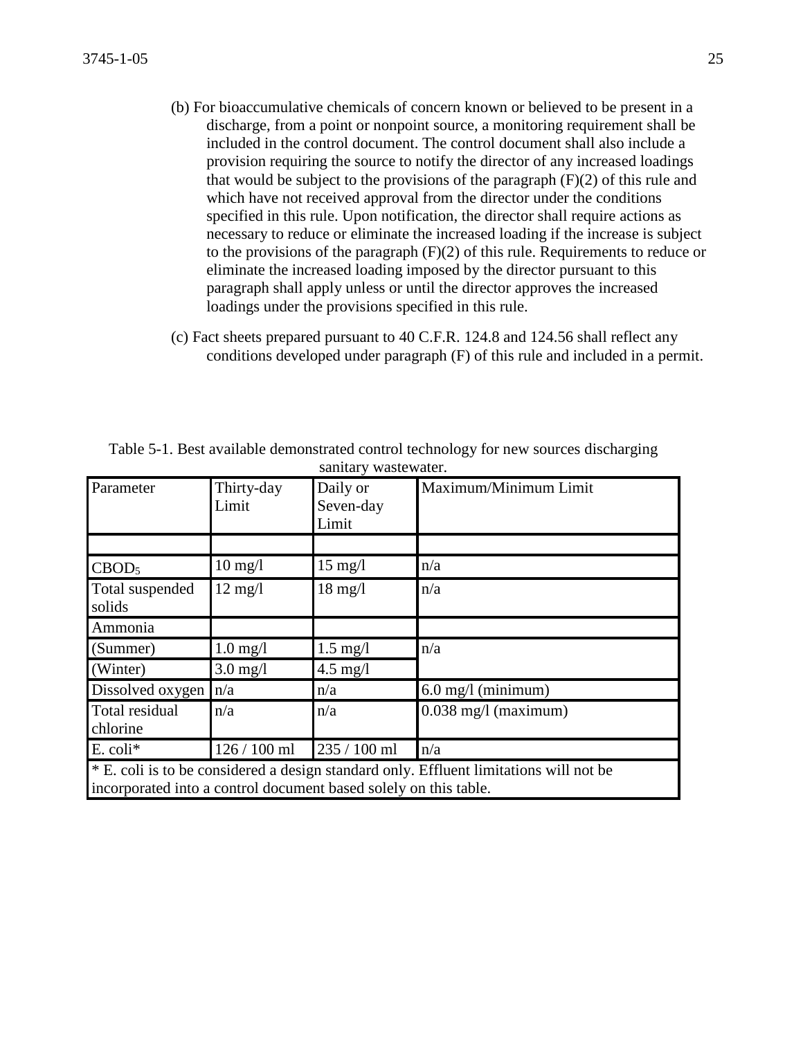(b) For bioaccumulative chemicals of concern known or believed to be present in a discharge, from a point or nonpoint source, a monitoring requirement shall be included in the control document. The control document shall also include a provision requiring the source to notify the director of any increased loadings that would be subject to the provisions of the paragraph (F)(2) of this rule and which have not received approval from the director under the conditions specified in this rule. Upon notification, the director shall require actions as necessary to reduce or eliminate the increased loading if the increase is subject to the provisions of the paragraph (F)(2) of this rule. Requirements to reduce or eliminate the increased loading imposed by the director pursuant to this paragraph shall apply unless or until the director approves the increased loadings under the provisions specified in this rule.

(c) Fact sheets prepared pursuant to 40 C.F.R. 124.8 and 124.56 shall reflect any conditions developed under paragraph (F) of this rule and included in a permit.

Table 5-1. Best available demonstrated control technology for new sources discharging sanitary wastewater.

| Parameter | Thirty-day Limit | Daily or Seven-day Limit | Maximum/Minimum Limit |
|---|---|---|---|
| | | | |
| $CBOD_5$ | 10 mg/l | 15 mg/l | n/a |
| Total suspended solids | 12 mg/l | 18 mg/l | n/a |
| Ammonia | | | |
| (Summer) | 1.0 mg/l | 1.5 mg/l | n/a |
| (Winter) | 3.0 mg/l | 4.5 mg/l | |
| Dissolved oxygen | n/a | n/a | 6.0 mg/l (minimum) |
| Total residual chlorine | n/a | n/a | 0.038 mg/l (maximum) |
| E. coli* | 126 / 100 ml | 235 / 100 ml | n/a |

* E. coli is to be considered a design standard only. Effluent limitations will not be incorporated into a control document based solely on this table.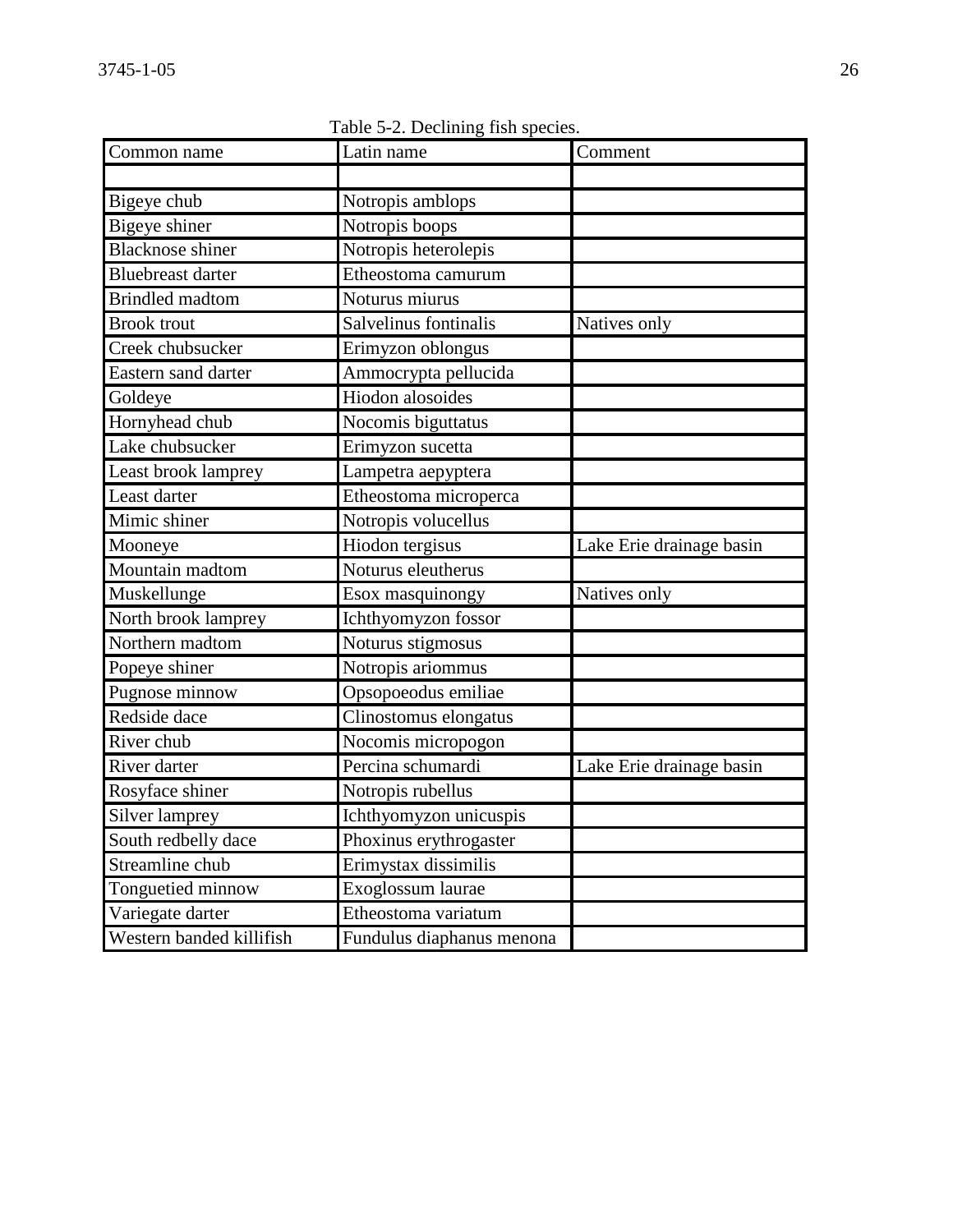Table 5-2. Declining fish species.

| Common name | Latin name | Comment |
|---|---|---|
| | | |
| Bigeye chub | Notropis amblops | |
| Bigeye shiner | Notropis boops | |
| Blacknose shiner | Notropis heterolepis | |
| Bluebreast darter | Etheostoma camurum | |
| Brindled madtom | Noturus miurus | |
| Brook trout | Salvelinus fontinalis | Natives only |
| Creek chubsucker | Erimyzon oblongus | |
| Eastern sand darter | Ammocrypta pellucida | |
| Goldeye | Hiodon alosoides | |
| Hornyhead chub | Nocomis biguttatus | |
| Lake chubsucker | Erimyzon sucetta | |
| Least brook lamprey | Lampetra aepyptera | |
| Least darter | Etheostoma microperca | |
| Mimic shiner | Notropis volucellus | |
| Mooneye | Hiodon tergisus | Lake Erie drainage basin |
| Mountain madtom | Noturus eleutherus | |
| Muskellunge | Esox masquinongy | Natives only |
| North brook lamprey | Ichthyomyzon fossor | |
| Northern madtom | Noturus stigmosus | |
| Popeye shiner | Notropis ariommus | |
| Pugnose minnow | Opsopoeodus emiliae | |
| Redside dace | Clinostomus elongatus | |
| River chub | Nocomis micropogon | |
| River darter | Percina schumardi | Lake Erie drainage basin |
| Rosyface shiner | Notropis rubellus | |
| Silver lamprey | Ichthyomyzon unicuspis | |
| South redbelly dace | Phoxinus erythrogaster | |
| Streamline chub | Erimystax dissimilis | |
| Tonguetied minnow | Exoglossum laurae | |
| Variegate darter | Etheostoma variatum | |
| Western banded killifish | Fundulus diaphanus menona | |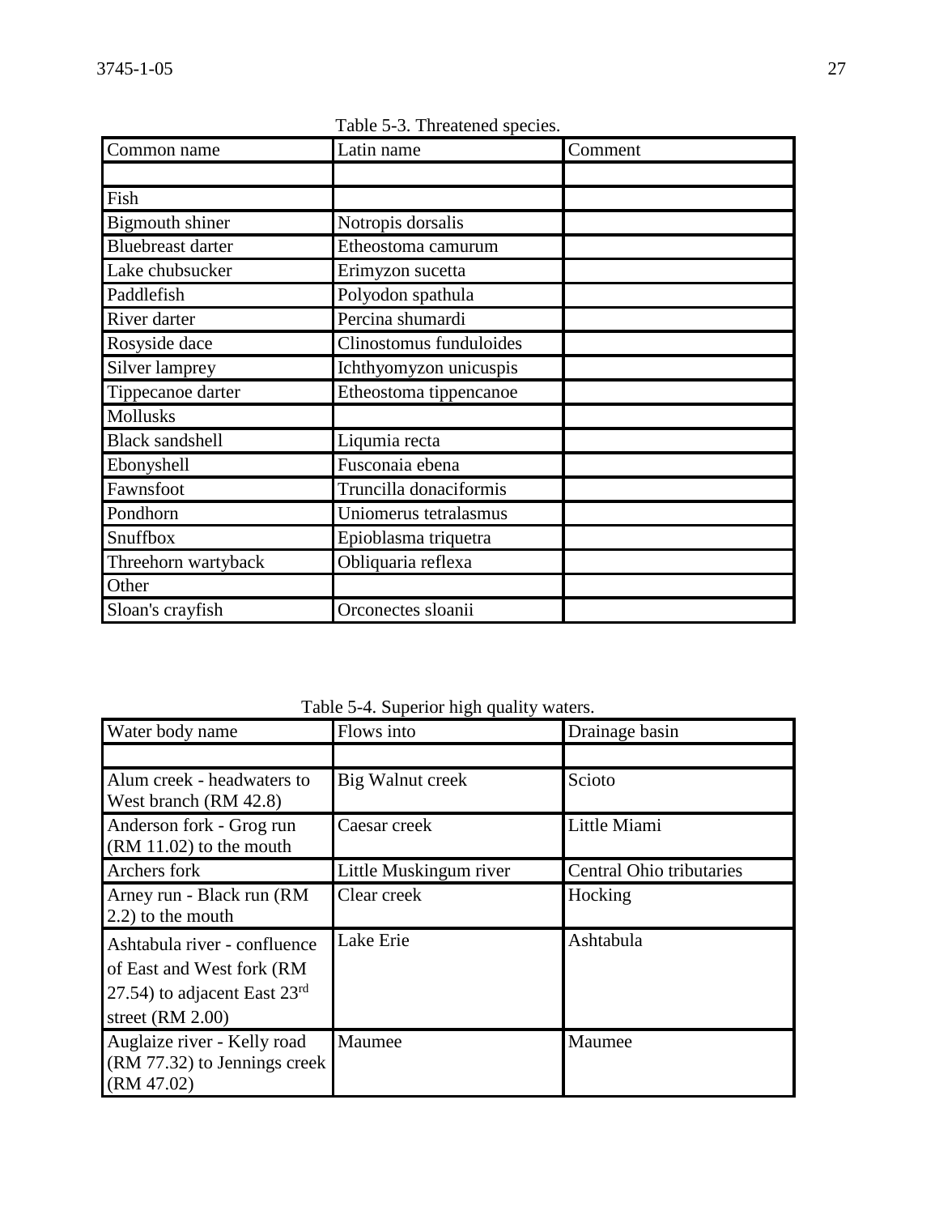Table 5-3. Threatened species.

| Common name | Latin name | Comment |
|---|---|---|
| | | |
| Fish | | |
| Bigmouth shiner | Notropis dorsalis | |
| Bluebreast darter | Etheostoma camurum | |
| Lake chubsucker | Erimyzon sucetta | |
| Paddlefish | Polyodon spathula | |
| River darter | Percina shumardi | |
| Rosyside dace | Clinostomus funduloides | |
| Silver lamprey | Ichthyomyzon unicuspis | |
| Tippecanoe darter | Etheostoma tippencanoe | |
| Mollusks | | |
| Black sandshell | Liqumia recta | |
| Ebonyshell | Fusconaia ebena | |
| Fawnsfoot | Truncilla donaciformis | |
| Pondhorn | Uniomerus tetralasmus | |
| Snuffbox | Epioblasma triquetra | |
| Threehorn wartyback | Obliquaria reflexa | |
| Other | | |
| Sloan's crayfish | Orconectes sloanii | |

Table 5-4. Superior high quality waters.

| Water body name | Flows into | Drainage basin |
|---|---|---|
| | | |
| Alum creek - headwaters to West branch (RM 42.8) | Big Walnut creek | Scioto |
| Anderson fork - Grog run (RM 11.02) to the mouth | Caesar creek | Little Miami |
| Archers fork | Little Muskingum river | Central Ohio tributaries |
| Arney run - Black run (RM 2.2) to the mouth | Clear creek | Hocking |
| Ashtabula river - confluence of East and West fork (RM 27.54) to adjacent East 23rd street (RM 2.00) | Lake Erie | Ashtabula |
| Auglaize river - Kelly road (RM 77.32) to Jennings creek (RM 47.02) | Maumee | Maumee |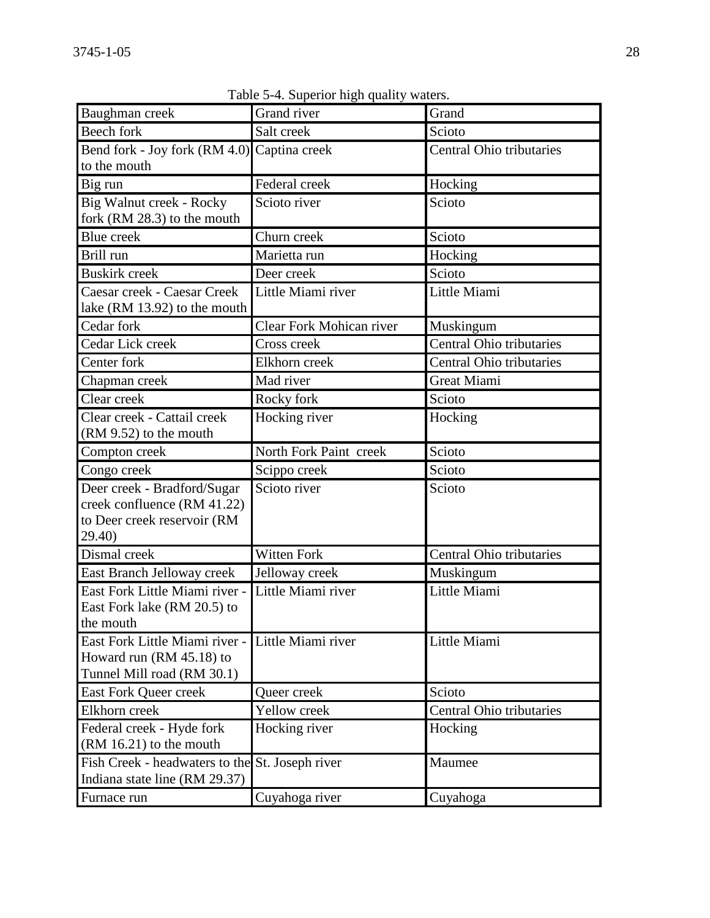Table 5-4. Superior high quality waters.

| | | |
|---|---|---|
| Baughman creek | Grand river | Grand |
| Beech fork | Salt creek | Scioto |
| Bend fork - Joy fork (RM 4.0) to the mouth | Captina creek | Central Ohio tributaries |
| Big run | Federal creek | Hocking |
| Big Walnut creek - Rocky fork (RM 28.3) to the mouth | Scioto river | Scioto |
| Blue creek | Churn creek | Scioto |
| Brill run | Marietta run | Hocking |
| Buskirk creek | Deer creek | Scioto |
| Caesar creek - Caesar Creek lake (RM 13.92) to the mouth | Little Miami river | Little Miami |
| Cedar fork | Clear Fork Mohican river | Muskingum |
| Cedar Lick creek | Cross creek | Central Ohio tributaries |
| Center fork | Elkhorn creek | Central Ohio tributaries |
| Chapman creek | Mad river | Great Miami |
| Clear creek | Rocky fork | Scioto |
| Clear creek - Cattail creek (RM 9.52) to the mouth | Hocking river | Hocking |
| Compton creek | North Fork Paint creek | Scioto |
| Congo creek | Scippo creek | Scioto |
| Deer creek - Bradford/Sugar creek confluence (RM 41.22) to Deer creek reservoir (RM 29.40) | Scioto river | Scioto |
| Dismal creek | Witten Fork | Central Ohio tributaries |
| East Branch Jelloway creek | Jelloway creek | Muskingum |
| East Fork Little Miami river - East Fork lake (RM 20.5) to the mouth | Little Miami river | Little Miami |
| East Fork Little Miami river - Howard run (RM 45.18) to Tunnel Mill road (RM 30.1) | Little Miami river | Little Miami |
| East Fork Queer creek | Queer creek | Scioto |
| Elkhorn creek | Yellow creek | Central Ohio tributaries |
| Federal creek - Hyde fork (RM 16.21) to the mouth | Hocking river | Hocking |
| Fish Creek - headwaters to the Indiana state line (RM 29.37) | St. Joseph river | Maumee |
| Furnace run | Cuyahoga river | Cuyahoga |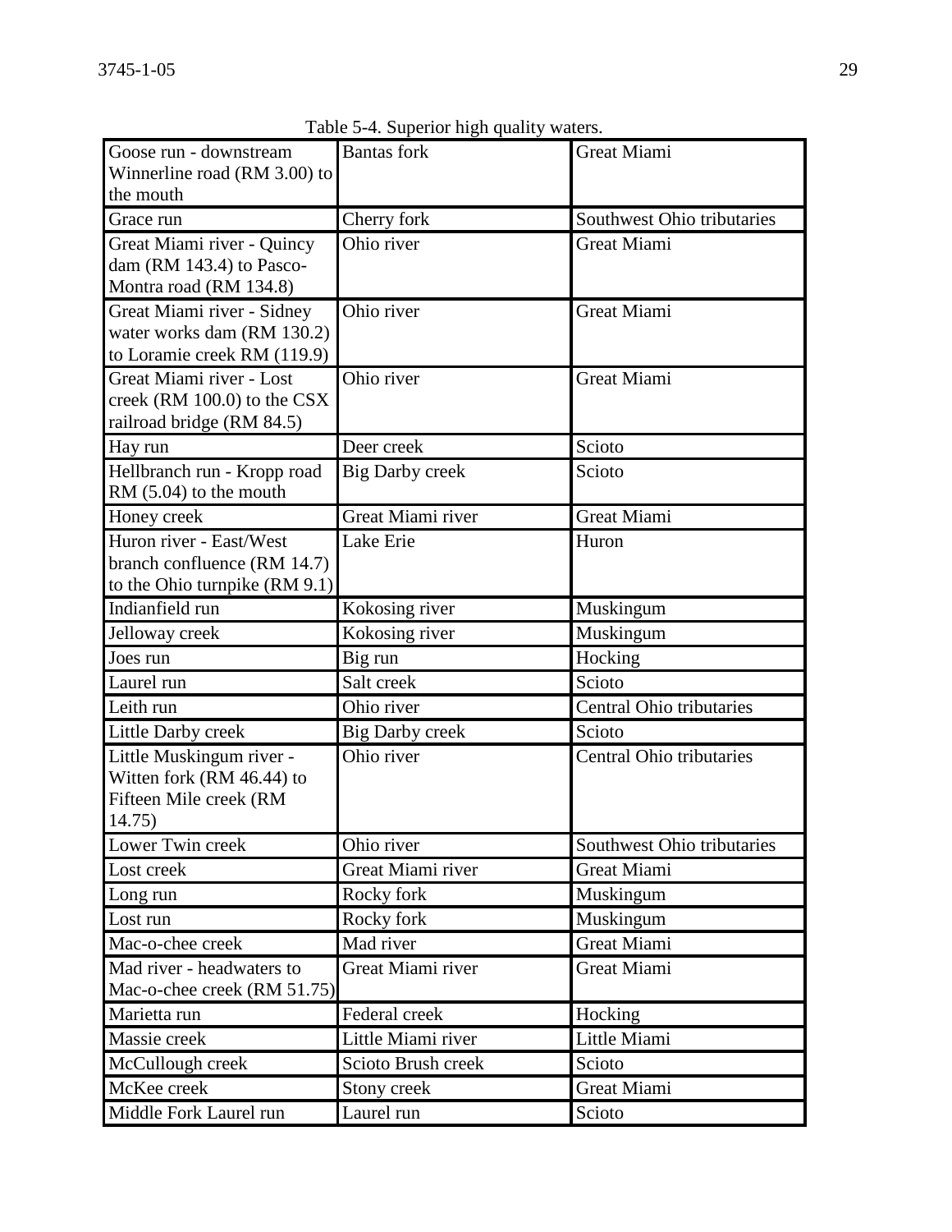Table 5-4. Superior high quality waters.

| | | |
|---|---|---|
| Goose run - downstream Winnerline road (RM 3.00) to the mouth | Bantas fork | Great Miami |
| Grace run | Cherry fork | Southwest Ohio tributaries |
| Great Miami river - Quincy dam (RM 143.4) to Pasco-Montra road (RM 134.8) | Ohio river | Great Miami |
| Great Miami river - Sidney water works dam (RM 130.2) to Loramie creek RM (119.9) | Ohio river | Great Miami |
| Great Miami river - Lost creek (RM 100.0) to the CSX railroad bridge (RM 84.5) | Ohio river | Great Miami |
| Hay run | Deer creek | Scioto |
| Hellbranch run - Kropp road RM (5.04) to the mouth | Big Darby creek | Scioto |
| Honey creek | Great Miami river | Great Miami |
| Huron river - East/West branch confluence (RM 14.7) to the Ohio turnpike (RM 9.1) | Lake Erie | Huron |
| Indianfield run | Kokosing river | Muskingum |
| Jelloway creek | Kokosing river | Muskingum |
| Joes run | Big run | Hocking |
| Laurel run | Salt creek | Scioto |
| Leith run | Ohio river | Central Ohio tributaries |
| Little Darby creek | Big Darby creek | Scioto |
| Little Muskingum river - Witten fork (RM 46.44) to Fifteen Mile creek (RM 14.75) | Ohio river | Central Ohio tributaries |
| Lower Twin creek | Ohio river | Southwest Ohio tributaries |
| Lost creek | Great Miami river | Great Miami |
| Long run | Rocky fork | Muskingum |
| Lost run | Rocky fork | Muskingum |
| Mac-o-chee creek | Mad river | Great Miami |
| Mad river - headwaters to Mac-o-chee creek (RM 51.75) | Great Miami river | Great Miami |
| Marietta run | Federal creek | Hocking |
| Massie creek | Little Miami river | Little Miami |
| McCullough creek | Scioto Brush creek | Scioto |
| McKee creek | Stony creek | Great Miami |
| Middle Fork Laurel run | Laurel run | Scioto |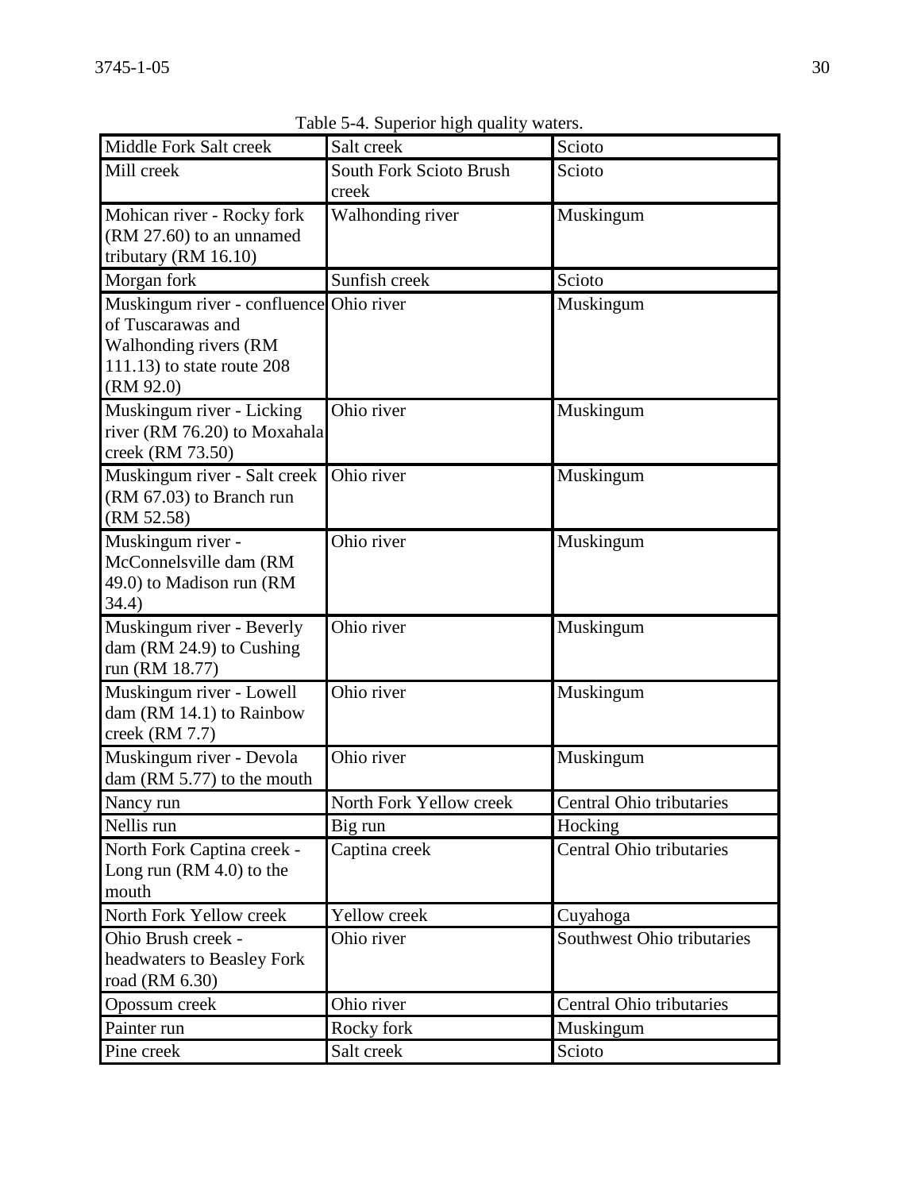Table 5-4. Superior high quality waters.

| | | |
|---|---|---|
| Middle Fork Salt creek | Salt creek | Scioto |
| Mill creek | South Fork Scioto Brush creek | Scioto |
| Mohican river - Rocky fork (RM 27.60) to an unnamed tributary (RM 16.10) | Walhonding river | Muskingum |
| Morgan fork | Sunfish creek | Scioto |
| Muskingum river - confluence of Tuscarawas and Walhonding rivers (RM 111.13) to state route 208 (RM 92.0) | Ohio river | Muskingum |
| Muskingum river - Licking river (RM 76.20) to Moxahala creek (RM 73.50) | Ohio river | Muskingum |
| Muskingum river - Salt creek (RM 67.03) to Branch run (RM 52.58) | Ohio river | Muskingum |
| Muskingum river - McConnelsville dam (RM 49.0) to Madison run (RM 34.4) | Ohio river | Muskingum |
| Muskingum river - Beverly dam (RM 24.9) to Cushing run (RM 18.77) | Ohio river | Muskingum |
| Muskingum river - Lowell dam (RM 14.1) to Rainbow creek (RM 7.7) | Ohio river | Muskingum |
| Muskingum river - Devola dam (RM 5.77) to the mouth | Ohio river | Muskingum |
| Nancy run | North Fork Yellow creek | Central Ohio tributaries |
| Nellis run | Big run | Hocking |
| North Fork Captina creek - Long run (RM 4.0) to the mouth | Captina creek | Central Ohio tributaries |
| North Fork Yellow creek | Yellow creek | Cuyahoga |
| Ohio Brush creek - headwaters to Beasley Fork road (RM 6.30) | Ohio river | Southwest Ohio tributaries |
| Opossum creek | Ohio river | Central Ohio tributaries |
| Painter run | Rocky fork | Muskingum |
| Pine creek | Salt creek | Scioto |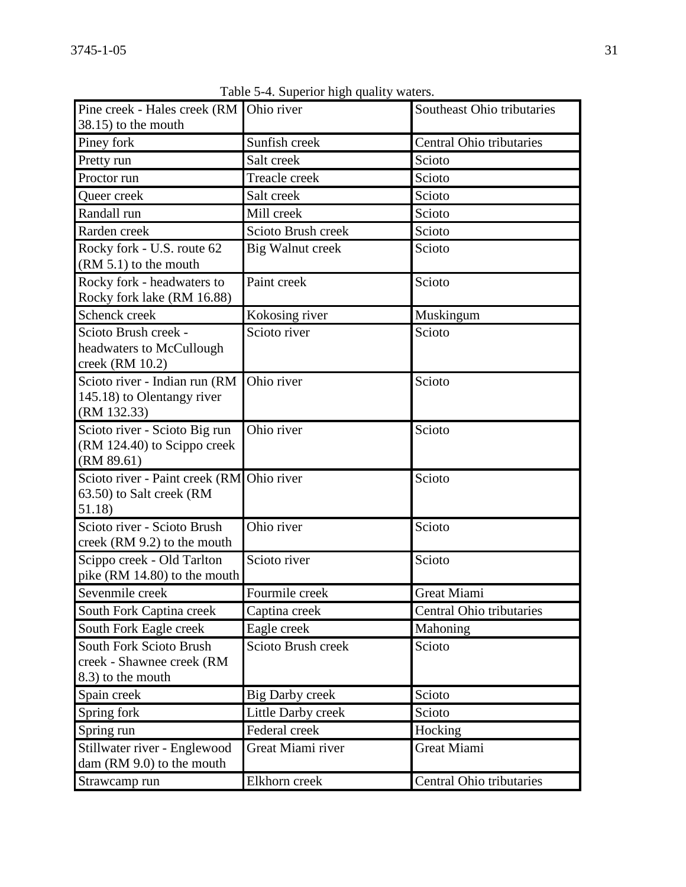Table 5-4. Superior high quality waters.

| | | |
|---|---|---|
| Pine creek - Hales creek (RM 38.15) to the mouth | Ohio river | Southeast Ohio tributaries |
| Piney fork | Sunfish creek | Central Ohio tributaries |
| Pretty run | Salt creek | Scioto |
| Proctor run | Treacle creek | Scioto |
| Queer creek | Salt creek | Scioto |
| Randall run | Mill creek | Scioto |
| Rarden creek | Scioto Brush creek | Scioto |
| Rocky fork - U.S. route 62 (RM 5.1) to the mouth | Big Walnut creek | Scioto |
| Rocky fork - headwaters to Rocky fork lake (RM 16.88) | Paint creek | Scioto |
| Schenck creek | Kokosing river | Muskingum |
| Scioto Brush creek - headwaters to McCullough creek (RM 10.2) | Scioto river | Scioto |
| Scioto river - Indian run (RM 145.18) to Olentangy river (RM 132.33) | Ohio river | Scioto |
| Scioto river - Scioto Big run (RM 124.40) to Scippo creek (RM 89.61) | Ohio river | Scioto |
| Scioto river - Paint creek (RM 63.50) to Salt creek (RM 51.18) | Ohio river | Scioto |
| Scioto river - Scioto Brush creek (RM 9.2) to the mouth | Ohio river | Scioto |
| Scippo creek - Old Tarlton pike (RM 14.80) to the mouth | Scioto river | Scioto |
| Sevenmile creek | Fourmile creek | Great Miami |
| South Fork Captina creek | Captina creek | Central Ohio tributaries |
| South Fork Eagle creek | Eagle creek | Mahoning |
| South Fork Scioto Brush creek - Shawnee creek (RM 8.3) to the mouth | Scioto Brush creek | Scioto |
| Spain creek | Big Darby creek | Scioto |
| Spring fork | Little Darby creek | Scioto |
| Spring run | Federal creek | Hocking |
| Stillwater river - Englewood dam (RM 9.0) to the mouth | Great Miami river | Great Miami |
| Strawcamp run | Elkhorn creek | Central Ohio tributaries |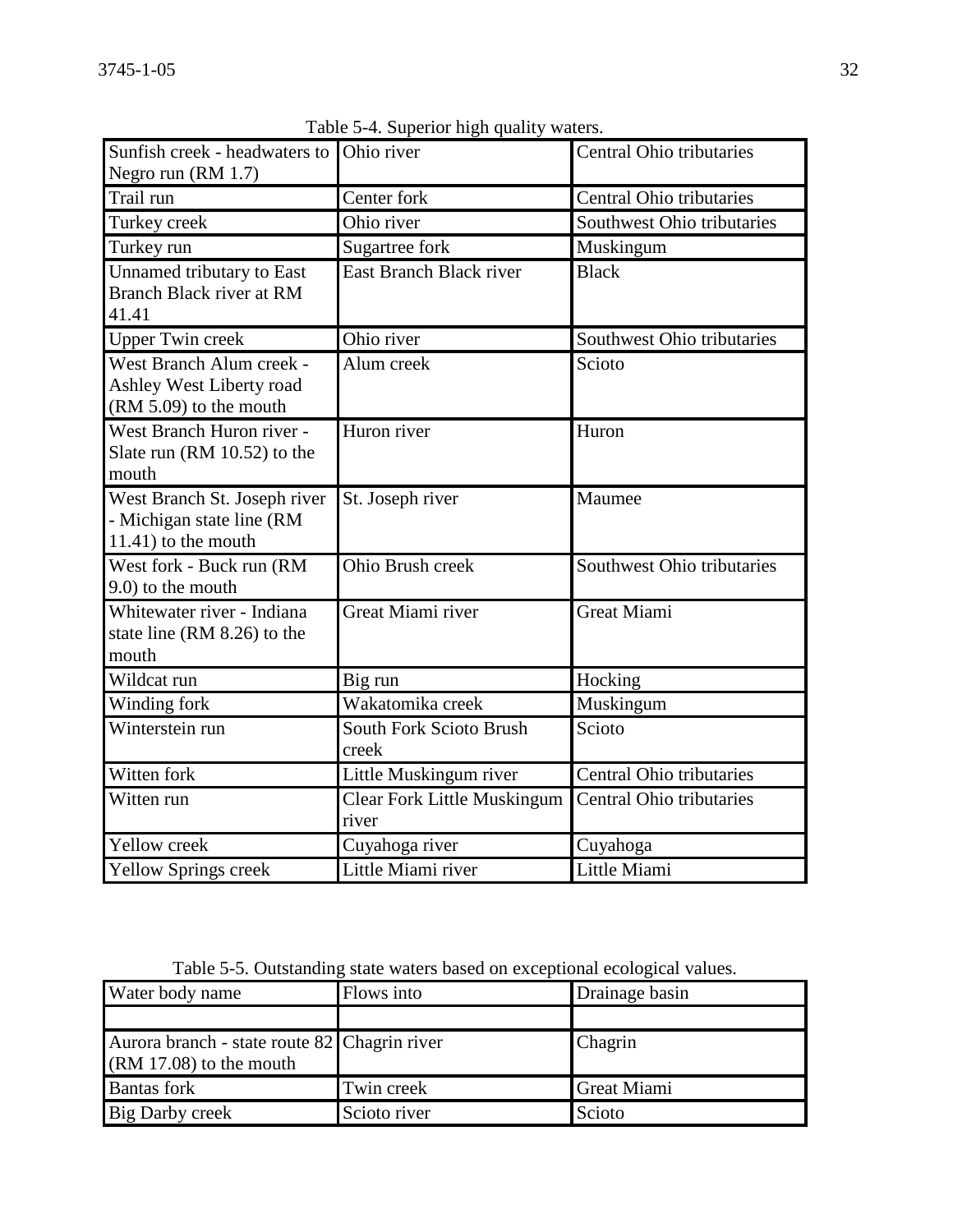Table 5-4. Superior high quality waters.

| | | |
|---|---|---|
| Sunfish creek - headwaters to Negro run (RM 1.7) | Ohio river | Central Ohio tributaries |
| Trail run | Center fork | Central Ohio tributaries |
| Turkey creek | Ohio river | Southwest Ohio tributaries |
| Turkey run | Sugartree fork | Muskingum |
| Unnamed tributary to East Branch Black river at RM 41.41 | East Branch Black river | Black |
| Upper Twin creek | Ohio river | Southwest Ohio tributaries |
| West Branch Alum creek - Ashley West Liberty road (RM 5.09) to the mouth | Alum creek | Scioto |
| West Branch Huron river - Slate run (RM 10.52) to the mouth | Huron river | Huron |
| West Branch St. Joseph river - Michigan state line (RM 11.41) to the mouth | St. Joseph river | Maumee |
| West fork - Buck run (RM 9.0) to the mouth | Ohio Brush creek | Southwest Ohio tributaries |
| Whitewater river - Indiana state line (RM 8.26) to the mouth | Great Miami river | Great Miami |
| Wildcat run | Big run | Hocking |
| Winding fork | Wakatomika creek | Muskingum |
| Winterstein run | South Fork Scioto Brush creek | Scioto |
| Witten fork | Little Muskingum river | Central Ohio tributaries |
| Witten run | Clear Fork Little Muskingum river | Central Ohio tributaries |
| Yellow creek | Cuyahoga river | Cuyahoga |
| Yellow Springs creek | Little Miami river | Little Miami |

Table 5-5. Outstanding state waters based on exceptional ecological values.

| Water body name | Flows into | Drainage basin |
|---|---|---|
| | | |
| Aurora branch - state route 82 (RM 17.08) to the mouth | Chagrin river | Chagrin |
| Bantas fork | Twin creek | Great Miami |
| Big Darby creek | Scioto river | Scioto |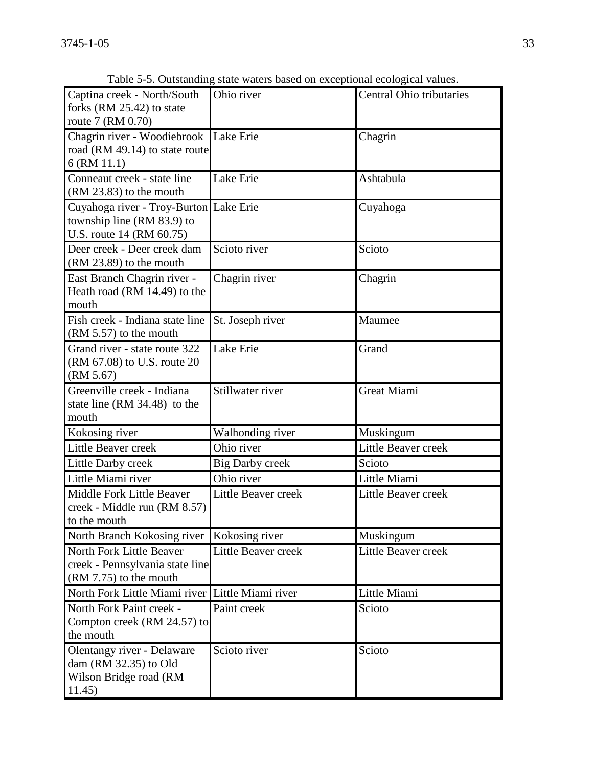Table 5-5. Outstanding state waters based on exceptional ecological values.

| | | |
|---|---|---|
| Captina creek - North/South forks (RM 25.42) to state route 7 (RM 0.70) | Ohio river | Central Ohio tributaries |
| Chagrin river - Woodiebrook road (RM 49.14) to state route 6 (RM 11.1) | Lake Erie | Chagrin |
| Conneaut creek - state line (RM 23.83) to the mouth | Lake Erie | Ashtabula |
| Cuyahoga river - Troy-Burton township line (RM 83.9) to U.S. route 14 (RM 60.75) | Lake Erie | Cuyahoga |
| Deer creek - Deer creek dam (RM 23.89) to the mouth | Scioto river | Scioto |
| East Branch Chagrin river - Heath road (RM 14.49) to the mouth | Chagrin river | Chagrin |
| Fish creek - Indiana state line (RM 5.57) to the mouth | St. Joseph river | Maumee |
| Grand river - state route 322 (RM 67.08) to U.S. route 20 (RM 5.67) | Lake Erie | Grand |
| Greenville creek - Indiana state line (RM 34.48) to the mouth | Stillwater river | Great Miami |
| Kokosing river | Walhonding river | Muskingum |
| Little Beaver creek | Ohio river | Little Beaver creek |
| Little Darby creek | Big Darby creek | Scioto |
| Little Miami river | Ohio river | Little Miami |
| Middle Fork Little Beaver creek - Middle run (RM 8.57) to the mouth | Little Beaver creek | Little Beaver creek |
| North Branch Kokosing river | Kokosing river | Muskingum |
| North Fork Little Beaver creek - Pennsylvania state line (RM 7.75) to the mouth | Little Beaver creek | Little Beaver creek |
| North Fork Little Miami river | Little Miami river | Little Miami |
| North Fork Paint creek - Compton creek (RM 24.57) to the mouth | Paint creek | Scioto |
| Olentangy river - Delaware dam (RM 32.35) to Old Wilson Bridge road (RM 11.45) | Scioto river | Scioto |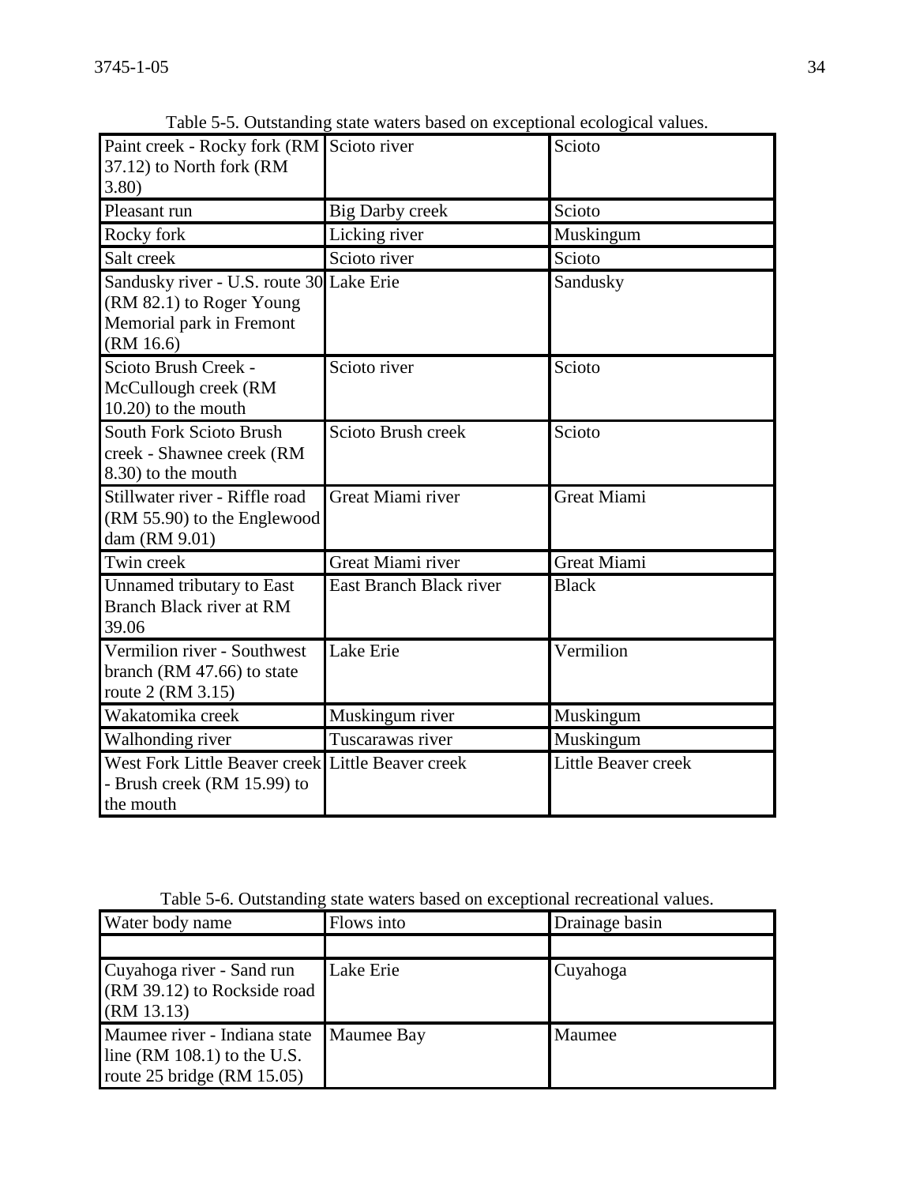Table 5-5. Outstanding state waters based on exceptional ecological values.

| | | |
|---|---|---|
| Paint creek - Rocky fork (RM 37.12) to North fork (RM 3.80) | Scioto river | Scioto |
| Pleasant run | Big Darby creek | Scioto |
| Rocky fork | Licking river | Muskingum |
| Salt creek | Scioto river | Scioto |
| Sandusky river - U.S. route 30 (RM 82.1) to Roger Young Memorial park in Fremont (RM 16.6) | Lake Erie | Sandusky |
| Scioto Brush Creek - McCullough creek (RM 10.20) to the mouth | Scioto river | Scioto |
| South Fork Scioto Brush creek - Shawnee creek (RM 8.30) to the mouth | Scioto Brush creek | Scioto |
| Stillwater river - Riffle road (RM 55.90) to the Englewood dam (RM 9.01) | Great Miami river | Great Miami |
| Twin creek | Great Miami river | Great Miami |
| Unnamed tributary to East Branch Black river at RM 39.06 | East Branch Black river | Black |
| Vermilion river - Southwest branch (RM 47.66) to state route 2 (RM 3.15) | Lake Erie | Vermilion |
| Wakatomika creek | Muskingum river | Muskingum |
| Walhonding river | Tuscarawas river | Muskingum |
| West Fork Little Beaver creek - Brush creek (RM 15.99) to the mouth | Little Beaver creek | Little Beaver creek |

Table 5-6. Outstanding state waters based on exceptional recreational values.

| Water body name | Flows into | Drainage basin |
|---|---|---|
| | | |
| Cuyahoga river - Sand run (RM 39.12) to Rockside road (RM 13.13) | Lake Erie | Cuyahoga |
| Maumee river - Indiana state line (RM 108.1) to the U.S. route 25 bridge (RM 15.05) | Maumee Bay | Maumee |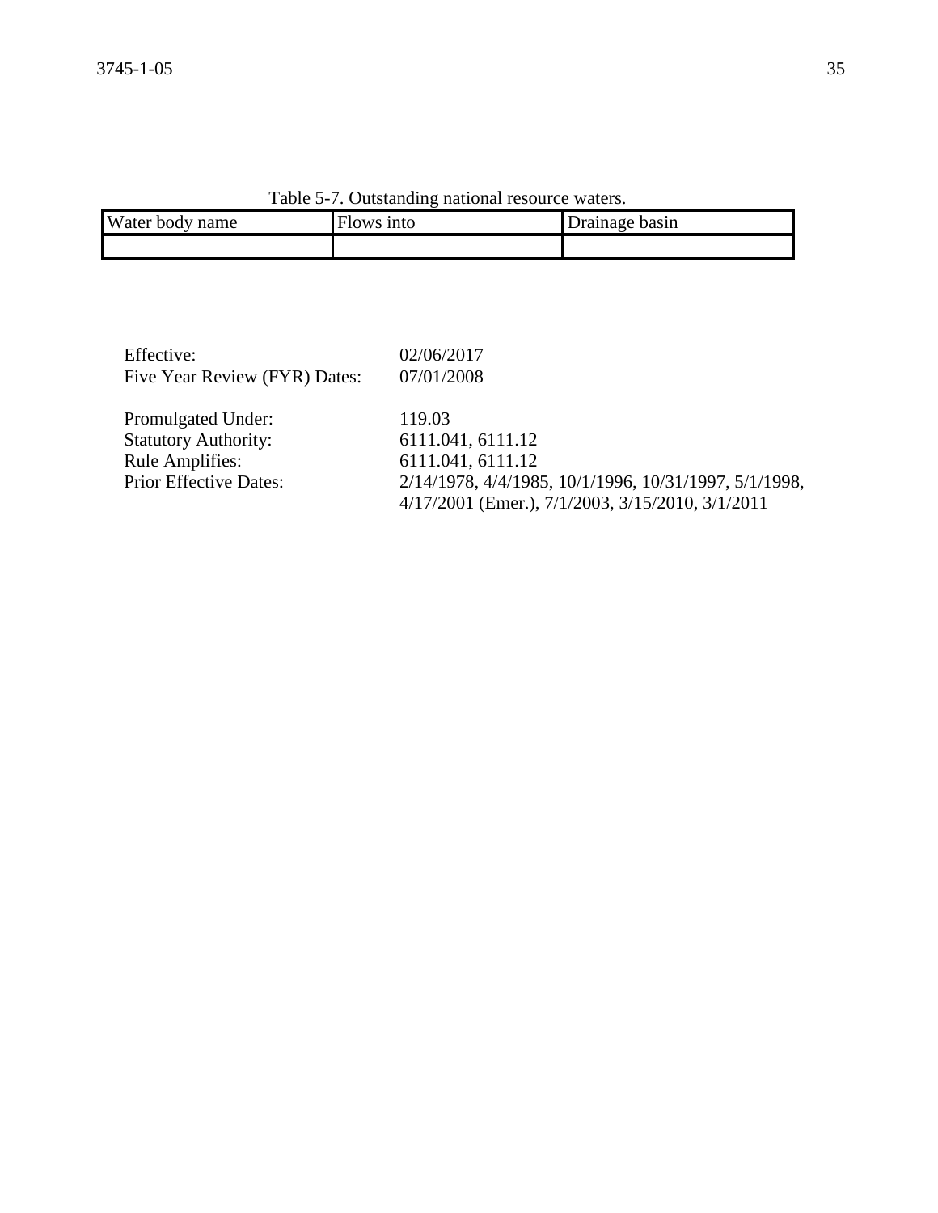Table 5-7. Outstanding national resource waters.

| Water body name | Flows into | Drainage basin |
| --- | --- | --- |
| | | |

Effective: 02/06/2017
Five Year Review (FYR) Dates: 07/01/2008

Promulgated Under: 119.03
Statutory Authority: 6111.041, 6111.12
Rule Amplifies: 6111.041, 6111.12
Prior Effective Dates: 2/14/1978, 4/4/1985, 10/1/1996, 10/31/1997, 5/1/1998, 4/17/2001 (Emer.), 7/1/2003, 3/15/2010, 3/1/2011